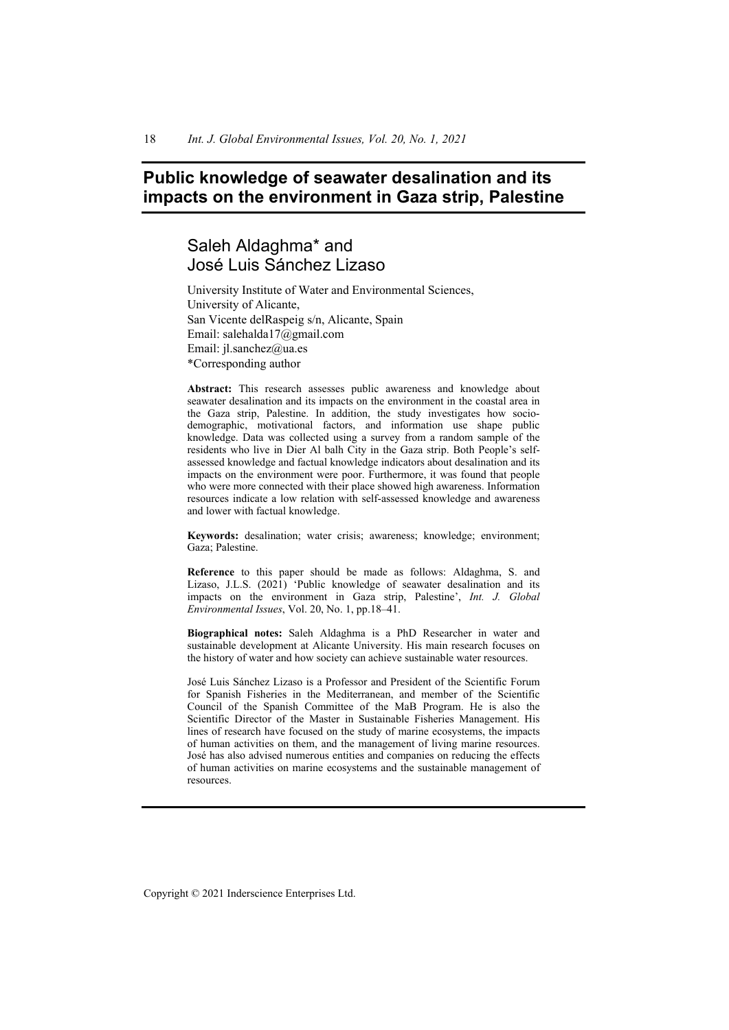# Public knowledge of seawater desalination and its impacts on the environment in Gaza strip, Palestine

## Saleh Aldaghma* and José Luis Sánchez Lizaso

University Institute of Water and Environmental Sciences,
University of Alicante,
San Vicente delRaspeig s/n, Alicante, Spain
Email: salehalda17@gmail.com
Email: jl.sanchez@ua.es
*Corresponding author

**Abstract:** This research assesses public awareness and knowledge about seawater desalination and its impacts on the environment in the coastal area in the Gaza strip, Palestine. In addition, the study investigates how socio-demographic, motivational factors, and information use shape public knowledge. Data was collected using a survey from a random sample of the residents who live in Dier Al balh City in the Gaza strip. Both People's self-assessed knowledge and factual knowledge indicators about desalination and its impacts on the environment were poor. Furthermore, it was found that people who were more connected with their place showed high awareness. Information resources indicate a low relation with self-assessed knowledge and awareness and lower with factual knowledge.

**Keywords:** desalination; water crisis; awareness; knowledge; environment; Gaza; Palestine.

**Reference** to this paper should be made as follows: Aldaghma, S. and Lizaso, J.L.S. (2021) 'Public knowledge of seawater desalination and its impacts on the environment in Gaza strip, Palestine', *Int. J. Global Environmental Issues*, Vol. 20, No. 1, pp.18–41.

**Biographical notes:** Saleh Aldaghma is a PhD Researcher in water and sustainable development at Alicante University. His main research focuses on the history of water and how society can achieve sustainable water resources.

José Luis Sánchez Lizaso is a Professor and President of the Scientific Forum for Spanish Fisheries in the Mediterranean, and member of the Scientific Council of the Spanish Committee of the MaB Program. He is also the Scientific Director of the Master in Sustainable Fisheries Management. His lines of research have focused on the study of marine ecosystems, the impacts of human activities on them, and the management of living marine resources. José has also advised numerous entities and companies on reducing the effects of human activities on marine ecosystems and the sustainable management of resources.

Copyright © 2021 Inderscience Enterprises Ltd.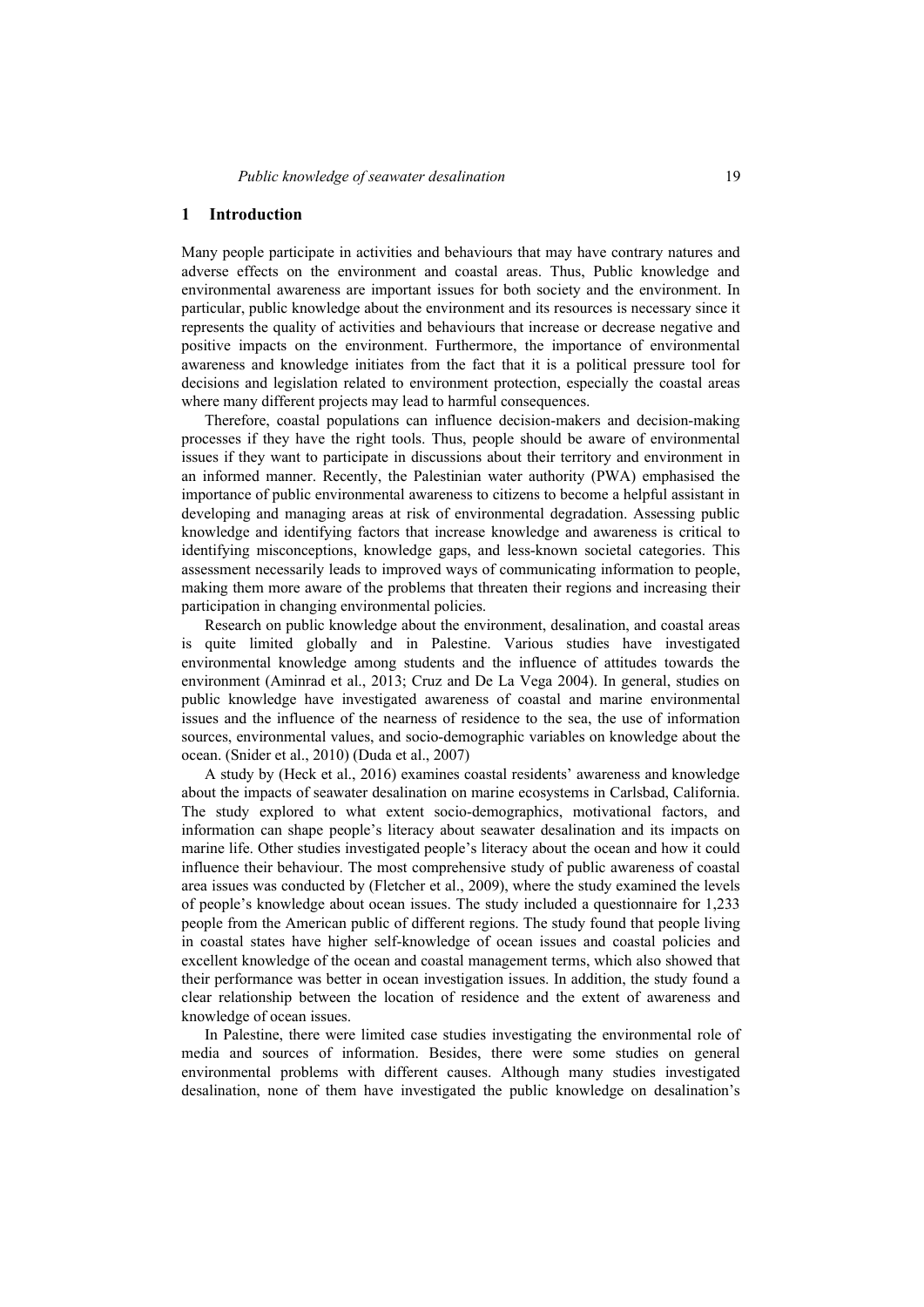## 1 Introduction

Many people participate in activities and behaviours that may have contrary natures and adverse effects on the environment and coastal areas. Thus, Public knowledge and environmental awareness are important issues for both society and the environment. In particular, public knowledge about the environment and its resources is necessary since it represents the quality of activities and behaviours that increase or decrease negative and positive impacts on the environment. Furthermore, the importance of environmental awareness and knowledge initiates from the fact that it is a political pressure tool for decisions and legislation related to environment protection, especially the coastal areas where many different projects may lead to harmful consequences.

Therefore, coastal populations can influence decision-makers and decision-making processes if they have the right tools. Thus, people should be aware of environmental issues if they want to participate in discussions about their territory and environment in an informed manner. Recently, the Palestinian water authority (PWA) emphasised the importance of public environmental awareness to citizens to become a helpful assistant in developing and managing areas at risk of environmental degradation. Assessing public knowledge and identifying factors that increase knowledge and awareness is critical to identifying misconceptions, knowledge gaps, and less-known societal categories. This assessment necessarily leads to improved ways of communicating information to people, making them more aware of the problems that threaten their regions and increasing their participation in changing environmental policies.

Research on public knowledge about the environment, desalination, and coastal areas is quite limited globally and in Palestine. Various studies have investigated environmental knowledge among students and the influence of attitudes towards the environment (Aminrad et al., 2013; Cruz and De La Vega 2004). In general, studies on public knowledge have investigated awareness of coastal and marine environmental issues and the influence of the nearness of residence to the sea, the use of information sources, environmental values, and socio-demographic variables on knowledge about the ocean. (Snider et al., 2010) (Duda et al., 2007)

A study by (Heck et al., 2016) examines coastal residents' awareness and knowledge about the impacts of seawater desalination on marine ecosystems in Carlsbad, California. The study explored to what extent socio-demographics, motivational factors, and information can shape people's literacy about seawater desalination and its impacts on marine life. Other studies investigated people's literacy about the ocean and how it could influence their behaviour. The most comprehensive study of public awareness of coastal area issues was conducted by (Fletcher et al., 2009), where the study examined the levels of people's knowledge about ocean issues. The study included a questionnaire for 1,233 people from the American public of different regions. The study found that people living in coastal states have higher self-knowledge of ocean issues and coastal policies and excellent knowledge of the ocean and coastal management terms, which also showed that their performance was better in ocean investigation issues. In addition, the study found a clear relationship between the location of residence and the extent of awareness and knowledge of ocean issues.

In Palestine, there were limited case studies investigating the environmental role of media and sources of information. Besides, there were some studies on general environmental problems with different causes. Although many studies investigated desalination, none of them have investigated the public knowledge on desalination's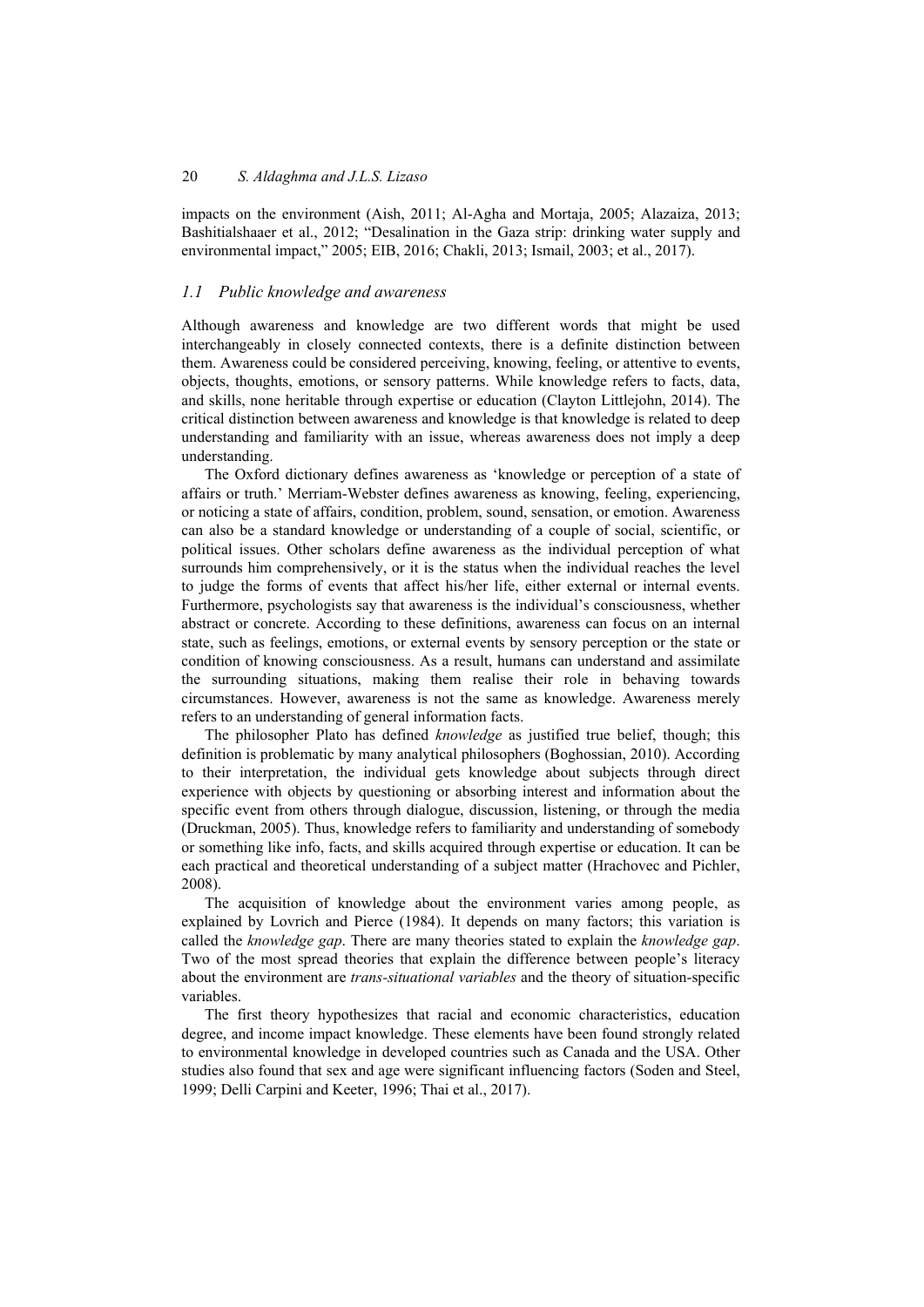impacts on the environment (Aish, 2011; Al-Agha and Mortaja, 2005; Alazaiza, 2013; Bashitialshaaer et al., 2012; "Desalination in the Gaza strip: drinking water supply and environmental impact," 2005; EIB, 2016; Chakli, 2013; Ismail, 2003; et al., 2017).

### *1.1 Public knowledge and awareness*

Although awareness and knowledge are two different words that might be used interchangeably in closely connected contexts, there is a definite distinction between them. Awareness could be considered perceiving, knowing, feeling, or attentive to events, objects, thoughts, emotions, or sensory patterns. While knowledge refers to facts, data, and skills, none heritable through expertise or education (Clayton Littlejohn, 2014). The critical distinction between awareness and knowledge is that knowledge is related to deep understanding and familiarity with an issue, whereas awareness does not imply a deep understanding.

The Oxford dictionary defines awareness as 'knowledge or perception of a state of affairs or truth.' Merriam-Webster defines awareness as knowing, feeling, experiencing, or noticing a state of affairs, condition, problem, sound, sensation, or emotion. Awareness can also be a standard knowledge or understanding of a couple of social, scientific, or political issues. Other scholars define awareness as the individual perception of what surrounds him comprehensively, or it is the status when the individual reaches the level to judge the forms of events that affect his/her life, either external or internal events. Furthermore, psychologists say that awareness is the individual's consciousness, whether abstract or concrete. According to these definitions, awareness can focus on an internal state, such as feelings, emotions, or external events by sensory perception or the state or condition of knowing consciousness. As a result, humans can understand and assimilate the surrounding situations, making them realise their role in behaving towards circumstances. However, awareness is not the same as knowledge. Awareness merely refers to an understanding of general information facts.

The philosopher Plato has defined *knowledge* as justified true belief, though; this definition is problematic by many analytical philosophers (Boghossian, 2010). According to their interpretation, the individual gets knowledge about subjects through direct experience with objects by questioning or absorbing interest and information about the specific event from others through dialogue, discussion, listening, or through the media (Druckman, 2005). Thus, knowledge refers to familiarity and understanding of somebody or something like info, facts, and skills acquired through expertise or education. It can be each practical and theoretical understanding of a subject matter (Hrachovec and Pichler, 2008).

The acquisition of knowledge about the environment varies among people, as explained by Lovrich and Pierce (1984). It depends on many factors; this variation is called the *knowledge gap*. There are many theories stated to explain the *knowledge gap*. Two of the most spread theories that explain the difference between people's literacy about the environment are *trans-situational variables* and the theory of situation-specific variables.

The first theory hypothesizes that racial and economic characteristics, education degree, and income impact knowledge. These elements have been found strongly related to environmental knowledge in developed countries such as Canada and the USA. Other studies also found that sex and age were significant influencing factors (Soden and Steel, 1999; Delli Carpini and Keeter, 1996; Thai et al., 2017).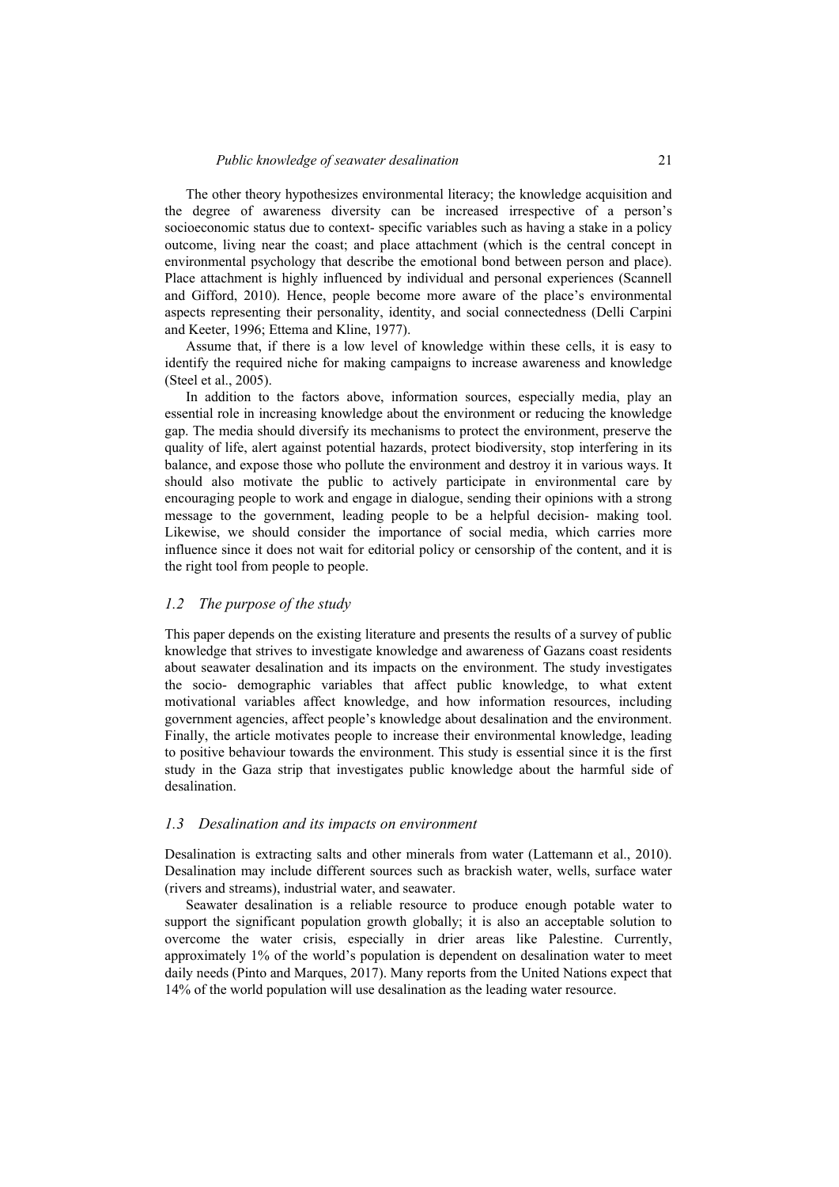The other theory hypothesizes environmental literacy; the knowledge acquisition and the degree of awareness diversity can be increased irrespective of a person's socioeconomic status due to context- specific variables such as having a stake in a policy outcome, living near the coast; and place attachment (which is the central concept in environmental psychology that describe the emotional bond between person and place). Place attachment is highly influenced by individual and personal experiences (Scannell and Gifford, 2010). Hence, people become more aware of the place's environmental aspects representing their personality, identity, and social connectedness (Delli Carpini and Keeter, 1996; Ettema and Kline, 1977).

Assume that, if there is a low level of knowledge within these cells, it is easy to identify the required niche for making campaigns to increase awareness and knowledge (Steel et al., 2005).

In addition to the factors above, information sources, especially media, play an essential role in increasing knowledge about the environment or reducing the knowledge gap. The media should diversify its mechanisms to protect the environment, preserve the quality of life, alert against potential hazards, protect biodiversity, stop interfering in its balance, and expose those who pollute the environment and destroy it in various ways. It should also motivate the public to actively participate in environmental care by encouraging people to work and engage in dialogue, sending their opinions with a strong message to the government, leading people to be a helpful decision- making tool. Likewise, we should consider the importance of social media, which carries more influence since it does not wait for editorial policy or censorship of the content, and it is the right tool from people to people.

### *1.2 The purpose of the study*

This paper depends on the existing literature and presents the results of a survey of public knowledge that strives to investigate knowledge and awareness of Gazans coast residents about seawater desalination and its impacts on the environment. The study investigates the socio- demographic variables that affect public knowledge, to what extent motivational variables affect knowledge, and how information resources, including government agencies, affect people's knowledge about desalination and the environment. Finally, the article motivates people to increase their environmental knowledge, leading to positive behaviour towards the environment. This study is essential since it is the first study in the Gaza strip that investigates public knowledge about the harmful side of desalination.

### *1.3 Desalination and its impacts on environment*

Desalination is extracting salts and other minerals from water (Lattemann et al., 2010). Desalination may include different sources such as brackish water, wells, surface water (rivers and streams), industrial water, and seawater.

Seawater desalination is a reliable resource to produce enough potable water to support the significant population growth globally; it is also an acceptable solution to overcome the water crisis, especially in drier areas like Palestine. Currently, approximately 1% of the world's population is dependent on desalination water to meet daily needs (Pinto and Marques, 2017). Many reports from the United Nations expect that 14% of the world population will use desalination as the leading water resource.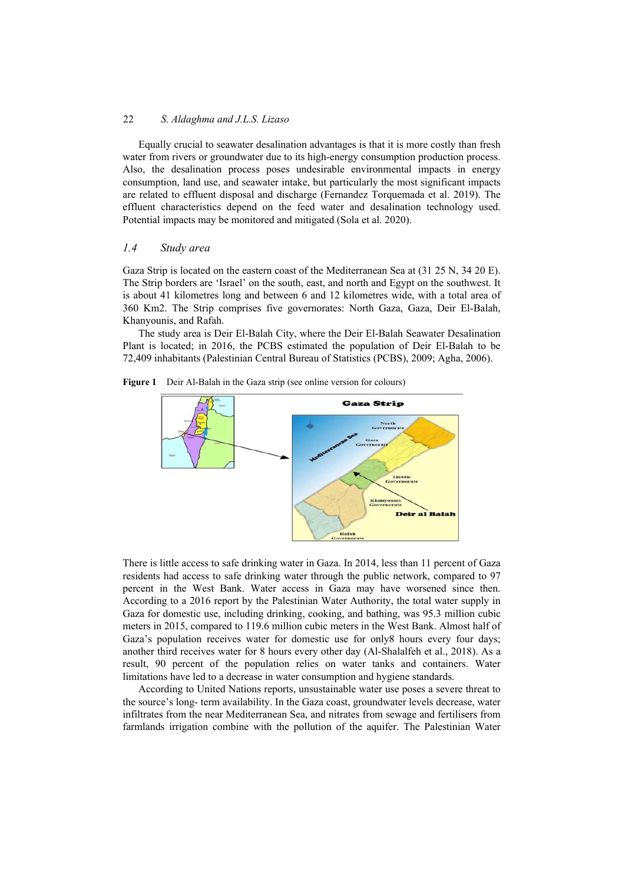Equally crucial to seawater desalination advantages is that it is more costly than fresh water from rivers or groundwater due to its high-energy consumption production process. Also, the desalination process poses undesirable environmental impacts in energy consumption, land use, and seawater intake, but particularly the most significant impacts are related to effluent disposal and discharge (Fernandez Torquemada et al. 2019). The effluent characteristics depend on the feed water and desalination technology used. Potential impacts may be monitored and mitigated (Sola et al. 2020).

### *1.4 Study area*

Gaza Strip is located on the eastern coast of the Mediterranean Sea at (31 25 N, 34 20 E). The Strip borders are 'Israel' on the south, east, and north and Egypt on the southwest. It is about 41 kilometres long and between 6 and 12 kilometres wide, with a total area of 360 Km2. The Strip comprises five governorates: North Gaza, Gaza, Deir El-Balah, Khanyounis, and Rafah.

The study area is Deir El-Balah City, where the Deir El-Balah Seawater Desalination Plant is located; in 2016, the PCBS estimated the population of Deir El-Balah to be 72,409 inhabitants (Palestinian Central Bureau of Statistics (PCBS), 2009; Agha, 2006).

**Figure 1** Deir Al-Balah in the Gaza strip (see online version for colours)

There is little access to safe drinking water in Gaza. In 2014, less than 11 percent of Gaza residents had access to safe drinking water through the public network, compared to 97 percent in the West Bank. Water access in Gaza may have worsened since then. According to a 2016 report by the Palestinian Water Authority, the total water supply in Gaza for domestic use, including drinking, cooking, and bathing, was 95.3 million cubic meters in 2015, compared to 119.6 million cubic meters in the West Bank. Almost half of Gaza's population receives water for domestic use for only8 hours every four days; another third receives water for 8 hours every other day (Al-Shalalfeh et al., 2018). As a result, 90 percent of the population relies on water tanks and containers. Water limitations have led to a decrease in water consumption and hygiene standards.

According to United Nations reports, unsustainable water use poses a severe threat to the source's long- term availability. In the Gaza coast, groundwater levels decrease, water infiltrates from the near Mediterranean Sea, and nitrates from sewage and fertilisers from farmlands irrigation combine with the pollution of the aquifer. The Palestinian Water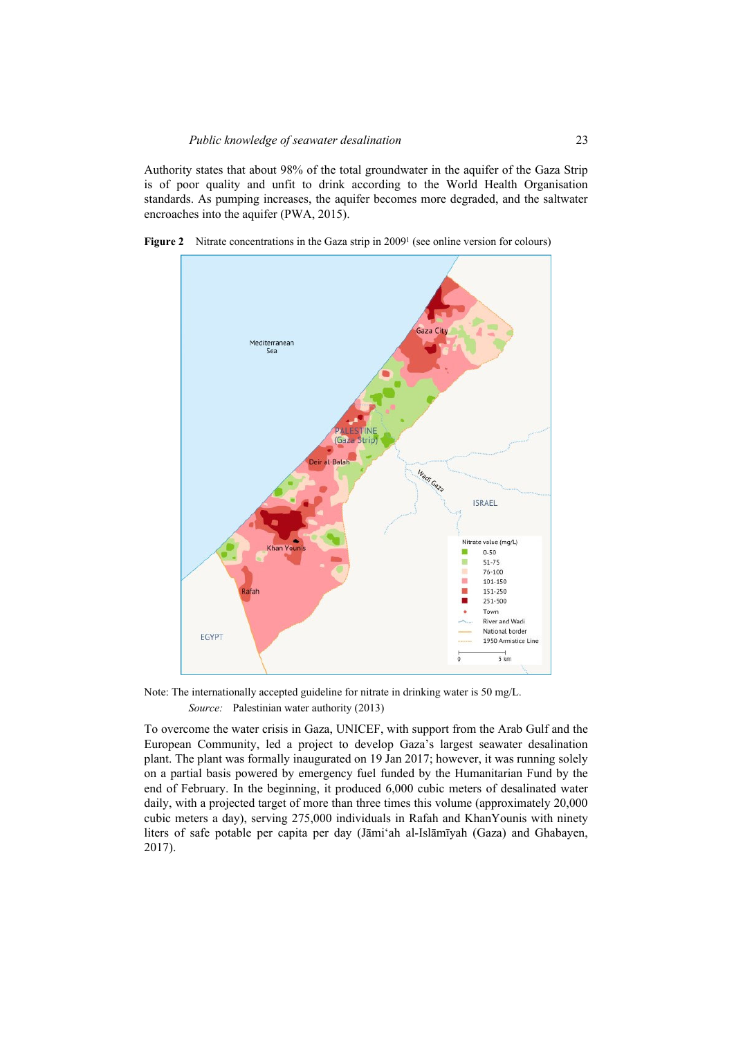Authority states that about 98% of the total groundwater in the aquifer of the Gaza Strip is of poor quality and unfit to drink according to the World Health Organisation standards. As pumping increases, the aquifer becomes more degraded, and the saltwater encroaches into the aquifer (PWA, 2015).

**Figure 2** Nitrate concentrations in the Gaza strip in 2009[1] (see online version for colours)

Note: The internationally accepted guideline for nitrate in drinking water is 50 mg/L.

*Source:* Palestinian water authority (2013)

To overcome the water crisis in Gaza, UNICEF, with support from the Arab Gulf and the European Community, led a project to develop Gaza's largest seawater desalination plant. The plant was formally inaugurated on 19 Jan 2017; however, it was running solely on a partial basis powered by emergency fuel funded by the Humanitarian Fund by the end of February. In the beginning, it produced 6,000 cubic meters of desalinated water daily, with a projected target of more than three times this volume (approximately 20,000 cubic meters a day), serving 275,000 individuals in Rafah and KhanYounis with ninety liters of safe potable per capita per day (Jāmiʻah al-Islāmīyah (Gaza) and Ghabayen, 2017).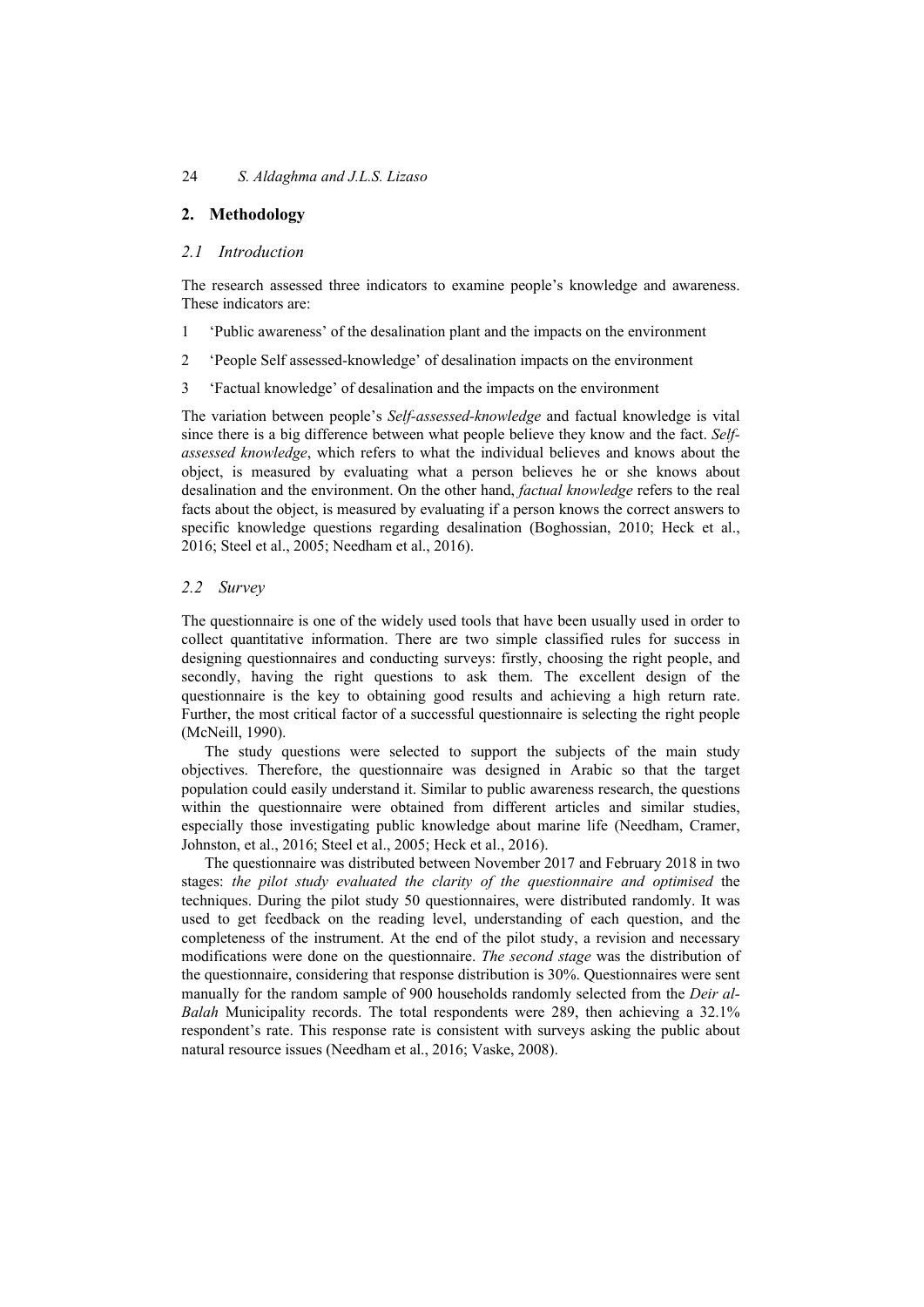## 2. Methodology

### 2.1 Introduction

The research assessed three indicators to examine people's knowledge and awareness. These indicators are:

1. 'Public awareness' of the desalination plant and the impacts on the environment
2. 'People Self assessed-knowledge' of desalination impacts on the environment
3. 'Factual knowledge' of desalination and the impacts on the environment

The variation between people's *Self-assessed-knowledge* and factual knowledge is vital since there is a big difference between what people believe they know and the fact. *Self-assessed knowledge*, which refers to what the individual believes and knows about the object, is measured by evaluating what a person believes he or she knows about desalination and the environment. On the other hand, *factual knowledge* refers to the real facts about the object, is measured by evaluating if a person knows the correct answers to specific knowledge questions regarding desalination (Boghossian, 2010; Heck et al., 2016; Steel et al., 2005; Needham et al., 2016).

### 2.2 Survey

The questionnaire is one of the widely used tools that have been usually used in order to collect quantitative information. There are two simple classified rules for success in designing questionnaires and conducting surveys: firstly, choosing the right people, and secondly, having the right questions to ask them. The excellent design of the questionnaire is the key to obtaining good results and achieving a high return rate. Further, the most critical factor of a successful questionnaire is selecting the right people (McNeill, 1990).

The study questions were selected to support the subjects of the main study objectives. Therefore, the questionnaire was designed in Arabic so that the target population could easily understand it. Similar to public awareness research, the questions within the questionnaire were obtained from different articles and similar studies, especially those investigating public knowledge about marine life (Needham, Cramer, Johnston, et al., 2016; Steel et al., 2005; Heck et al., 2016).

The questionnaire was distributed between November 2017 and February 2018 in two stages: *the pilot study evaluated the clarity of the questionnaire and optimised* the techniques. During the pilot study 50 questionnaires, were distributed randomly. It was used to get feedback on the reading level, understanding of each question, and the completeness of the instrument. At the end of the pilot study, a revision and necessary modifications were done on the questionnaire. *The second stage* was the distribution of the questionnaire, considering that response distribution is 30%. Questionnaires were sent manually for the random sample of 900 households randomly selected from the *Deir al-Balah* Municipality records. The total respondents were 289, then achieving a 32.1% respondent's rate. This response rate is consistent with surveys asking the public about natural resource issues (Needham et al., 2016; Vaske, 2008).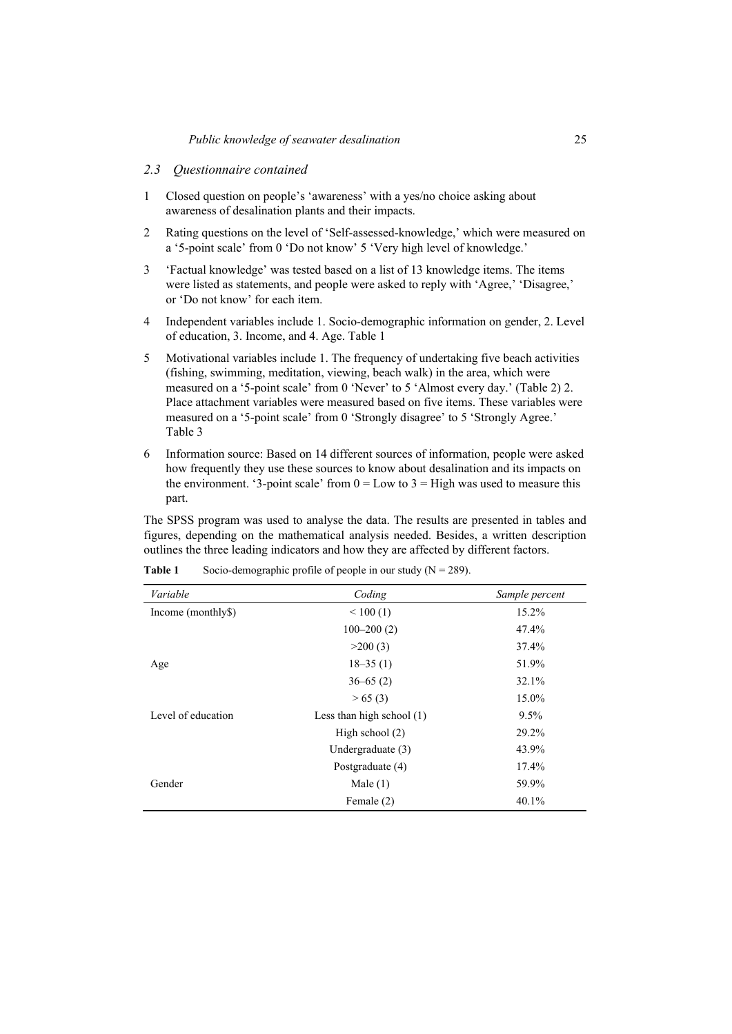### *2.3 Questionnaire contained*

1. Closed question on people's 'awareness' with a yes/no choice asking about awareness of desalination plants and their impacts.
2. Rating questions on the level of 'Self-assessed-knowledge,' which were measured on a '5-point scale' from 0 'Do not know' 5 'Very high level of knowledge.'
3. 'Factual knowledge' was tested based on a list of 13 knowledge items. The items were listed as statements, and people were asked to reply with 'Agree,' 'Disagree,' or 'Do not know' for each item.
4. Independent variables include 1. Socio-demographic information on gender, 2. Level of education, 3. Income, and 4. Age. Table 1
5. Motivational variables include 1. The frequency of undertaking five beach activities (fishing, swimming, meditation, viewing, beach walk) in the area, which were measured on a '5-point scale' from 0 'Never' to 5 'Almost every day.' (Table 2) 2. Place attachment variables were measured based on five items. These variables were measured on a '5-point scale' from 0 'Strongly disagree' to 5 'Strongly Agree.' Table 3
6. Information source: Based on 14 different sources of information, people were asked how frequently they use these sources to know about desalination and its impacts on the environment. '3-point scale' from 0 = Low to 3 = High was used to measure this part.

The SPSS program was used to analyse the data. The results are presented in tables and figures, depending on the mathematical analysis needed. Besides, a written description outlines the three leading indicators and how they are affected by different factors.

**Table 1** Socio-demographic profile of people in our study (N = 289).

| *Variable* | *Coding* | *Sample percent* |
|---|---|---|
| Income (monthly$) | < 100 (1) | 15.2% |
| | 100–200 (2) | 47.4% |
| | >200 (3) | 37.4% |
| Age | 18–35 (1) | 51.9% |
| | 36–65 (2) | 32.1% |
| | > 65 (3) | 15.0% |
| Level of education | Less than high school (1) | 9.5% |
| | High school (2) | 29.2% |
| | Undergraduate (3) | 43.9% |
| | Postgraduate (4) | 17.4% |
| Gender | Male (1) | 59.9% |
| | Female (2) | 40.1% |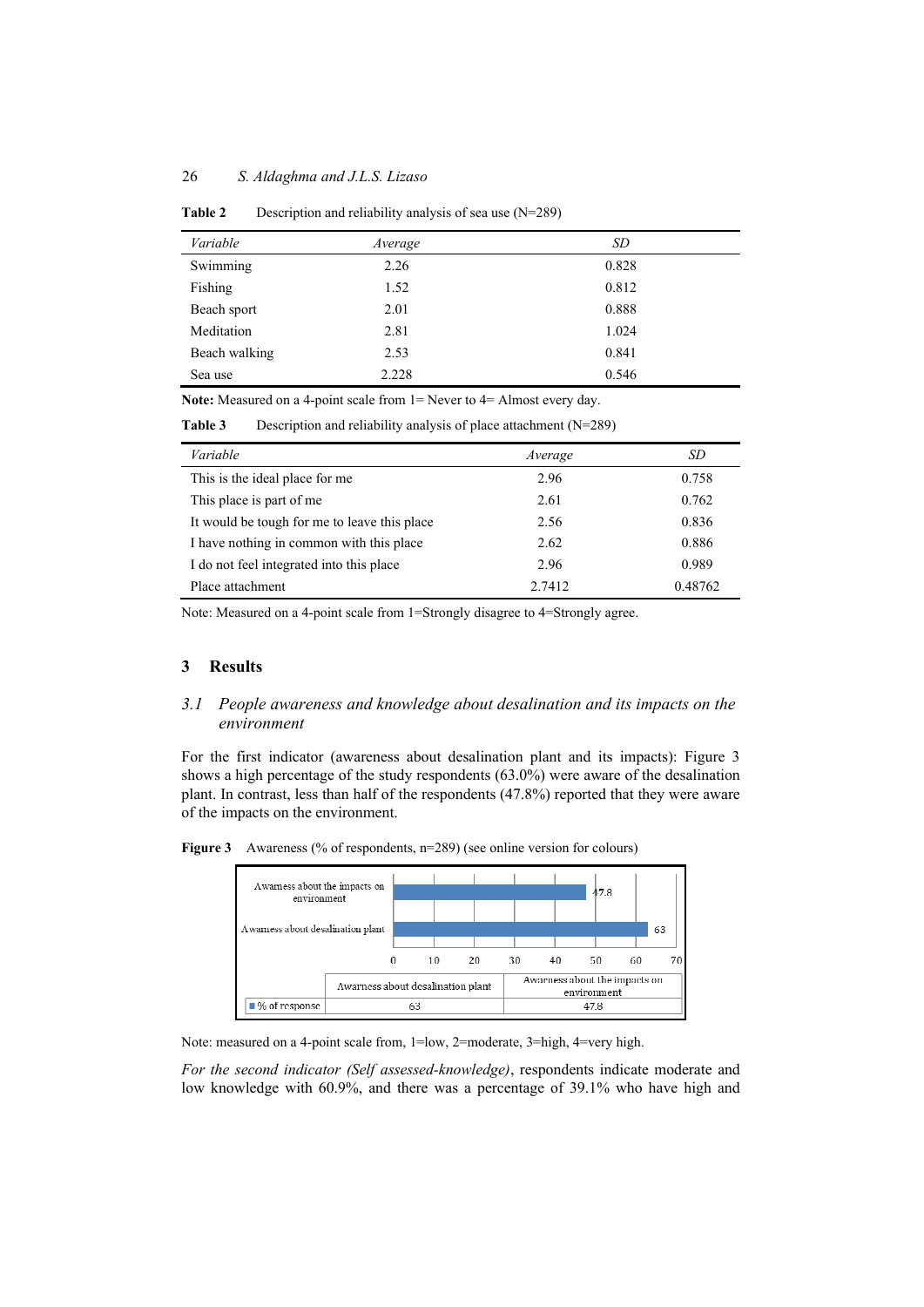**Table 2** Description and reliability analysis of sea use (N=289)

| *Variable* | *Average* | *SD* |
|---|---|---|
| Swimming | 2.26 | 0.828 |
| Fishing | 1.52 | 0.812 |
| Beach sport | 2.01 | 0.888 |
| Meditation | 2.81 | 1.024 |
| Beach walking | 2.53 | 0.841 |
| Sea use | 2.228 | 0.546 |

**Note:** Measured on a 4-point scale from 1= Never to 4= Almost every day.

**Table 3** Description and reliability analysis of place attachment (N=289)

| *Variable* | *Average* | *SD* |
|---|---|---|
| This is the ideal place for me | 2.96 | 0.758 |
| This place is part of me | 2.61 | 0.762 |
| It would be tough for me to leave this place | 2.56 | 0.836 |
| I have nothing in common with this place | 2.62 | 0.886 |
| I do not feel integrated into this place | 2.96 | 0.989 |
| Place attachment | 2.7412 | 0.48762 |

Note: Measured on a 4-point scale from 1=Strongly disagree to 4=Strongly agree.

## 3 Results

### 3.1 *People awareness and knowledge about desalination and its impacts on the environment*

For the first indicator (awareness about desalination plant and its impacts): Figure 3 shows a high percentage of the study respondents (63.0%) were aware of the desalination plant. In contrast, less than half of the respondents (47.8%) reported that they were aware of the impacts on the environment.

**Figure 3** Awareness (% of respondents, n=289) (see online version for colours)

| | Awarness about desalination plant | Awarness about the impacts on environment |
|---|---|---|
| % of response | 63 | 47.8 |

Note: measured on a 4-point scale from, 1=low, 2=moderate, 3=high, 4=very high.

*For the second indicator (Self assessed-knowledge)*, respondents indicate moderate and low knowledge with 60.9%, and there was a percentage of 39.1% who have high and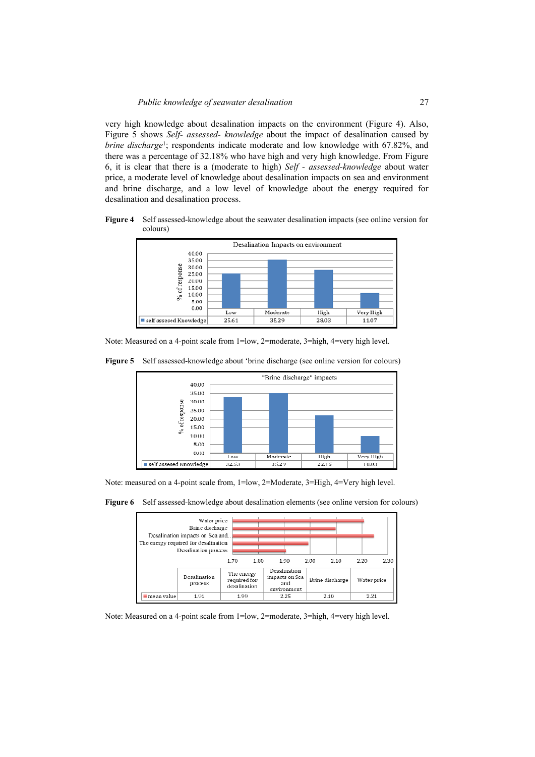very high knowledge about desalination impacts on the environment (Figure 4). Also, Figure 5 shows *Self- assessed- knowledge* about the impact of desalination caused by *brine discharge*[1]; respondents indicate moderate and low knowledge with 67.82%, and there was a percentage of 32.18% who have high and very high knowledge. From Figure 6, it is clear that there is a (moderate to high) *Self - assessed-knowledge* about water price, a moderate level of knowledge about desalination impacts on sea and environment and brine discharge, and a low level of knowledge about the energy required for desalination and desalination process.

**Figure 4** Self assessed-knowledge about the seawater desalination impacts (see online version for colours)

Desalination Impacts on environment

| | Low | Moderate | High | Very High |
|---|---|---|---|---|
| self assesed Knowledge | 25.61 | 35.29 | 28.03 | 1107 |

Note: Measured on a 4-point scale from 1=low, 2=moderate, 3=high, 4=very high level.

**Figure 5** Self assessed-knowledge about 'brine discharge (see online version for colours)

"Brine discharge" impacts

| | Low | Moderate | High | Very High |
|---|---|---|---|---|
| self assesed Knowledge | 32.53 | 35.29 | 22.15 | 10.03 |

Note: measured on a 4-point scale from, 1=low, 2=Moderate, 3=High, 4=Very high level.

**Figure 6** Self assessed-knowledge about desalination elements (see online version for colours)

| | Desalination process | The energy required for desalination | Desalination impacts on Sea and environment | Brine discharge | Water price |
|---|---|---|---|---|---|
| mean value | 1.91 | 1.99 | 2.25 | 2.10 | 2.21 |

Note: Measured on a 4-point scale from 1=low, 2=moderate, 3=high, 4=very high level.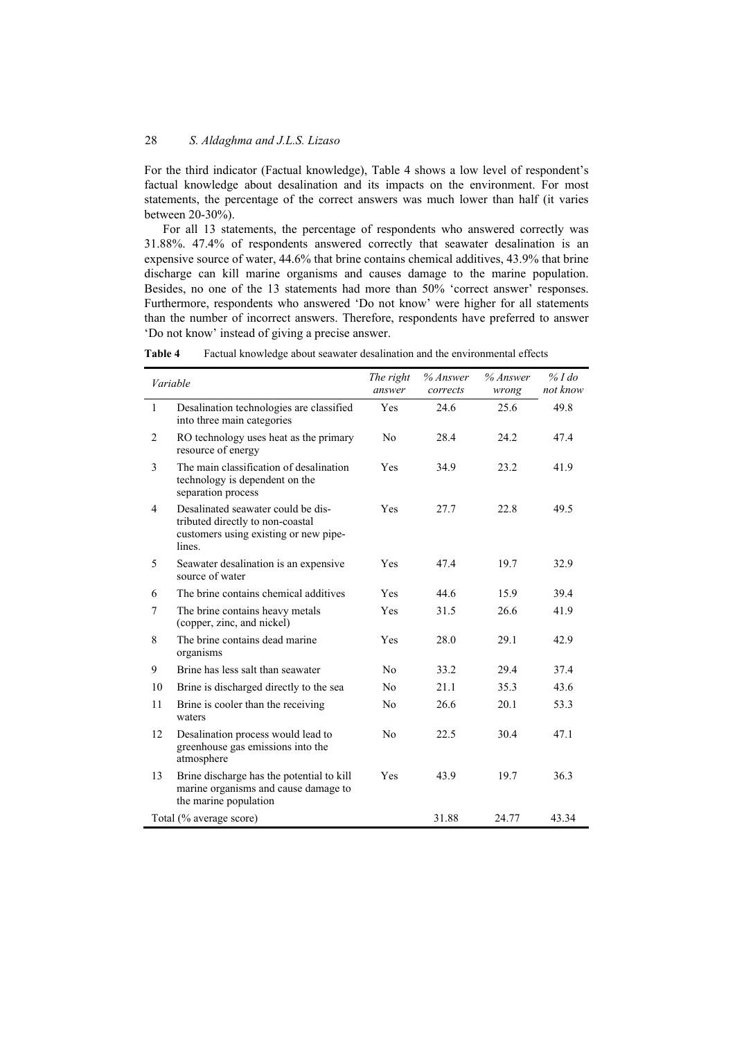For the third indicator (Factual knowledge), Table 4 shows a low level of respondent's factual knowledge about desalination and its impacts on the environment. For most statements, the percentage of the correct answers was much lower than half (it varies between 20-30%).

For all 13 statements, the percentage of respondents who answered correctly was 31.88%. 47.4% of respondents answered correctly that seawater desalination is an expensive source of water, 44.6% that brine contains chemical additives, 43.9% that brine discharge can kill marine organisms and causes damage to the marine population. Besides, no one of the 13 statements had more than 50% 'correct answer' responses. Furthermore, respondents who answered 'Do not know' were higher for all statements than the number of incorrect answers. Therefore, respondents have preferred to answer 'Do not know' instead of giving a precise answer.

**Table 4** Factual knowledge about seawater desalination and the environmental effects

| | *Variable* | *The right answer* | *% Answer corrects* | *% Answer wrong* | *% I do not know* |
|---|---|---|---|---|---|
| 1 | Desalination technologies are classified into three main categories | Yes | 24.6 | 25.6 | 49.8 |
| 2 | RO technology uses heat as the primary resource of energy | No | 28.4 | 24.2 | 47.4 |
| 3 | The main classification of desalination technology is dependent on the separation process | Yes | 34.9 | 23.2 | 41.9 |
| 4 | Desalinated seawater could be distributed directly to non-coastal customers using existing or new pipelines. | Yes | 27.7 | 22.8 | 49.5 |
| 5 | Seawater desalination is an expensive source of water | Yes | 47.4 | 19.7 | 32.9 |
| 6 | The brine contains chemical additives | Yes | 44.6 | 15.9 | 39.4 |
| 7 | The brine contains heavy metals (copper, zinc, and nickel) | Yes | 31.5 | 26.6 | 41.9 |
| 8 | The brine contains dead marine organisms | Yes | 28.0 | 29.1 | 42.9 |
| 9 | Brine has less salt than seawater | No | 33.2 | 29.4 | 37.4 |
| 10 | Brine is discharged directly to the sea | No | 21.1 | 35.3 | 43.6 |
| 11 | Brine is cooler than the receiving waters | No | 26.6 | 20.1 | 53.3 |
| 12 | Desalination process would lead to greenhouse gas emissions into the atmosphere | No | 22.5 | 30.4 | 47.1 |
| 13 | Brine discharge has the potential to kill marine organisms and cause damage to the marine population | Yes | 43.9 | 19.7 | 36.3 |
| Total (% average score) | | | 31.88 | 24.77 | 43.34 |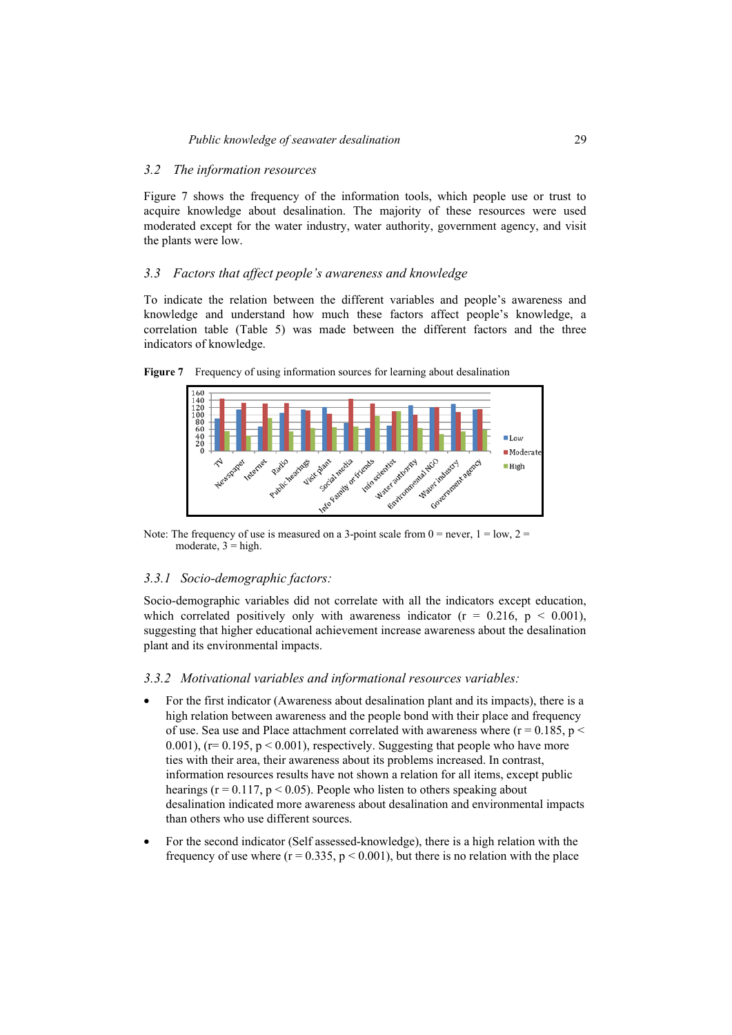## 3.2 The information resources

Figure 7 shows the frequency of the information tools, which people use or trust to acquire knowledge about desalination. The majority of these resources were used moderated except for the water industry, water authority, government agency, and visit the plants were low.

## 3.3 Factors that affect people's awareness and knowledge

To indicate the relation between the different variables and people's awareness and knowledge and understand how much these factors affect people's knowledge, a correlation table (Table 5) was made between the different factors and the three indicators of knowledge.

**Figure 7** Frequency of using information sources for learning about desalination

Note: The frequency of use is measured on a 3-point scale from 0 = never, 1 = low, 2 = moderate, 3 = high.

### 3.3.1 Socio-demographic factors:

Socio-demographic variables did not correlate with all the indicators except education, which correlated positively only with awareness indicator ($r = 0.216$, $p < 0.001$), suggesting that higher educational achievement increase awareness about the desalination plant and its environmental impacts.

### 3.3.2 Motivational variables and informational resources variables:

- For the first indicator (Awareness about desalination plant and its impacts), there is a high relation between awareness and the people bond with their place and frequency of use. Sea use and Place attachment correlated with awareness where ($r = 0.185$, $p < 0.001$), ($r = 0.195$, $p < 0.001$), respectively. Suggesting that people who have more ties with their area, their awareness about its problems increased. In contrast, information resources results have not shown a relation for all items, except public hearings ($r = 0.117$, $p < 0.05$). People who listen to others speaking about desalination indicated more awareness about desalination and environmental impacts than others who use different sources.
- For the second indicator (Self assessed-knowledge), there is a high relation with the frequency of use where ($r = 0.335$, $p < 0.001$), but there is no relation with the place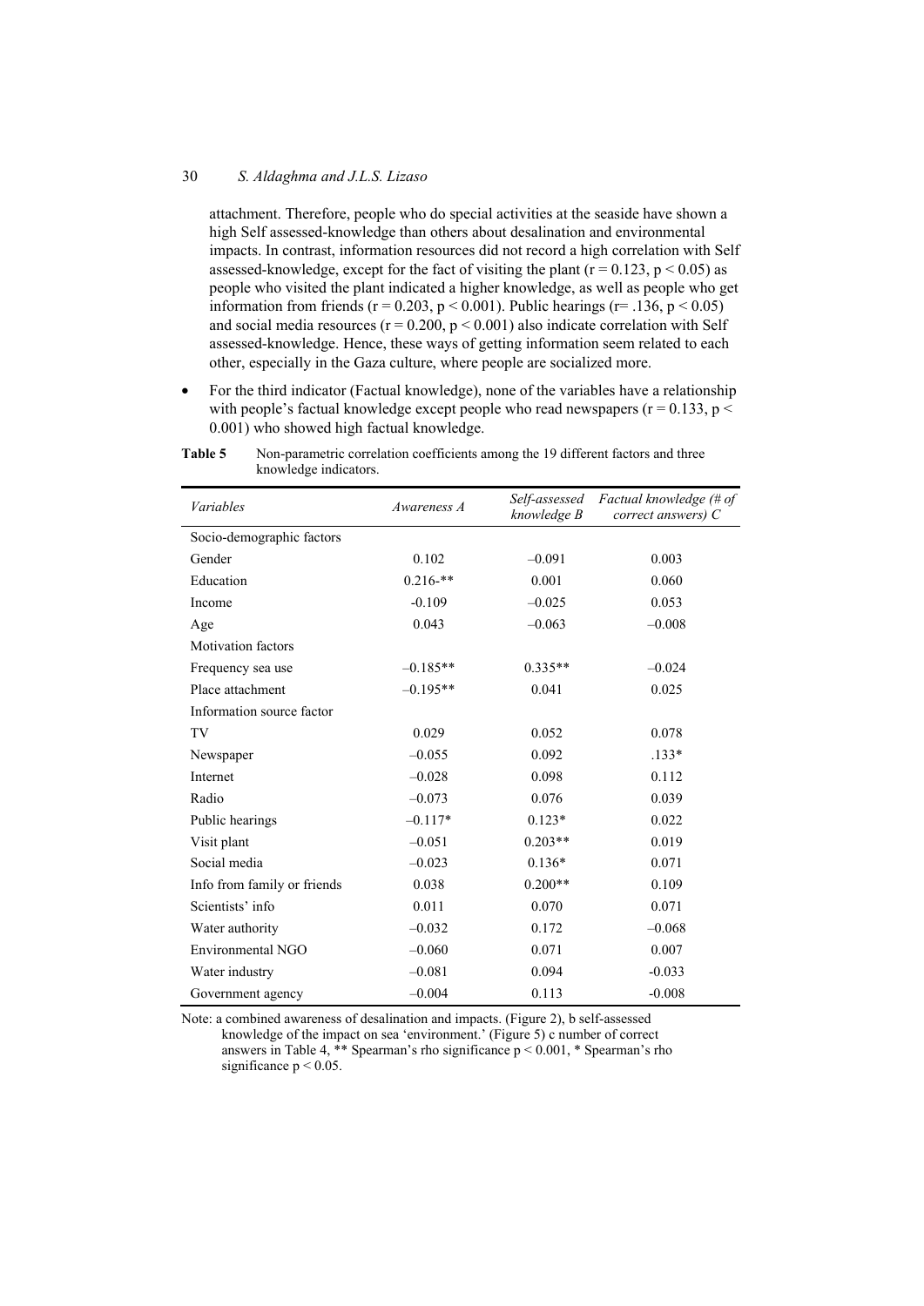attachment. Therefore, people who do special activities at the seaside have shown a high Self assessed-knowledge than others about desalination and environmental impacts. In contrast, information resources did not record a high correlation with Self assessed-knowledge, except for the fact of visiting the plant ($r = 0.123$, $p < 0.05$) as people who visited the plant indicated a higher knowledge, as well as people who get information from friends ($r = 0.203$, $p < 0.001$). Public hearings ($r = .136$, $p < 0.05$) and social media resources ($r = 0.200$, $p < 0.001$) also indicate correlation with Self assessed-knowledge. Hence, these ways of getting information seem related to each other, especially in the Gaza culture, where people are socialized more.

- For the third indicator (Factual knowledge), none of the variables have a relationship with people's factual knowledge except people who read newspapers ($r = 0.133$, $p < 0.001$) who showed high factual knowledge.

**Table 5** Non-parametric correlation coefficients among the 19 different factors and three knowledge indicators.

| *Variables* | *Awareness A* | *Self-assessed knowledge B* | *Factual knowledge (# of correct answers) C* |
|---|---|---|---|
| Socio-demographic factors | | | |
| Gender | 0.102 | –0.091 | 0.003 |
| Education | 0.216-** | 0.001 | 0.060 |
| Income | -0.109 | –0.025 | 0.053 |
| Age | 0.043 | –0.063 | –0.008 |
| Motivation factors | | | |
| Frequency sea use | –0.185** | 0.335** | –0.024 |
| Place attachment | –0.195** | 0.041 | 0.025 |
| Information source factor | | | |
| TV | 0.029 | 0.052 | 0.078 |
| Newspaper | –0.055 | 0.092 | .133* |
| Internet | –0.028 | 0.098 | 0.112 |
| Radio | –0.073 | 0.076 | 0.039 |
| Public hearings | –0.117* | 0.123* | 0.022 |
| Visit plant | –0.051 | 0.203** | 0.019 |
| Social media | –0.023 | 0.136* | 0.071 |
| Info from family or friends | 0.038 | 0.200** | 0.109 |
| Scientists' info | 0.011 | 0.070 | 0.071 |
| Water authority | –0.032 | 0.172 | –0.068 |
| Environmental NGO | –0.060 | 0.071 | 0.007 |
| Water industry | –0.081 | 0.094 | -0.033 |
| Government agency | –0.004 | 0.113 | -0.008 |

Note: a combined awareness of desalination and impacts. (Figure 2), b self-assessed knowledge of the impact on sea 'environment.' (Figure 5) c number of correct answers in Table 4, ** Spearman's rho significance $p < 0.001$, * Spearman's rho significance $p < 0.05$.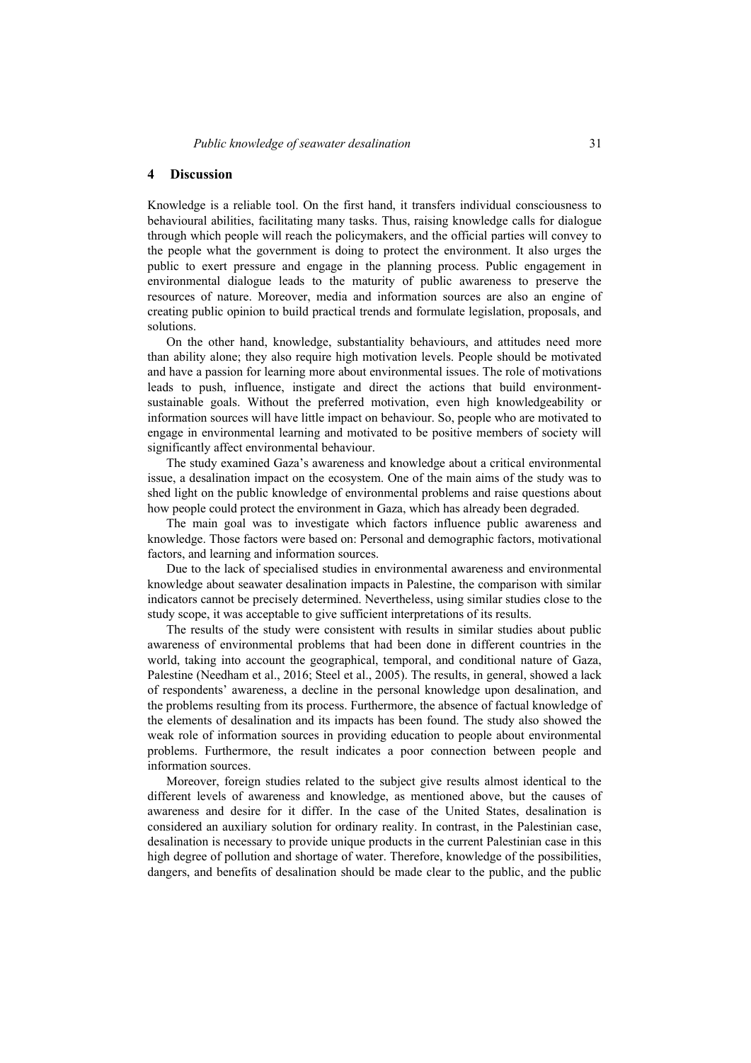## 4 Discussion

Knowledge is a reliable tool. On the first hand, it transfers individual consciousness to behavioural abilities, facilitating many tasks. Thus, raising knowledge calls for dialogue through which people will reach the policymakers, and the official parties will convey to the people what the government is doing to protect the environment. It also urges the public to exert pressure and engage in the planning process. Public engagement in environmental dialogue leads to the maturity of public awareness to preserve the resources of nature. Moreover, media and information sources are also an engine of creating public opinion to build practical trends and formulate legislation, proposals, and solutions.

On the other hand, knowledge, substantiality behaviours, and attitudes need more than ability alone; they also require high motivation levels. People should be motivated and have a passion for learning more about environmental issues. The role of motivations leads to push, influence, instigate and direct the actions that build environment-sustainable goals. Without the preferred motivation, even high knowledgeability or information sources will have little impact on behaviour. So, people who are motivated to engage in environmental learning and motivated to be positive members of society will significantly affect environmental behaviour.

The study examined Gaza's awareness and knowledge about a critical environmental issue, a desalination impact on the ecosystem. One of the main aims of the study was to shed light on the public knowledge of environmental problems and raise questions about how people could protect the environment in Gaza, which has already been degraded.

The main goal was to investigate which factors influence public awareness and knowledge. Those factors were based on: Personal and demographic factors, motivational factors, and learning and information sources.

Due to the lack of specialised studies in environmental awareness and environmental knowledge about seawater desalination impacts in Palestine, the comparison with similar indicators cannot be precisely determined. Nevertheless, using similar studies close to the study scope, it was acceptable to give sufficient interpretations of its results.

The results of the study were consistent with results in similar studies about public awareness of environmental problems that had been done in different countries in the world, taking into account the geographical, temporal, and conditional nature of Gaza, Palestine (Needham et al., 2016; Steel et al., 2005). The results, in general, showed a lack of respondents' awareness, a decline in the personal knowledge upon desalination, and the problems resulting from its process. Furthermore, the absence of factual knowledge of the elements of desalination and its impacts has been found. The study also showed the weak role of information sources in providing education to people about environmental problems. Furthermore, the result indicates a poor connection between people and information sources.

Moreover, foreign studies related to the subject give results almost identical to the different levels of awareness and knowledge, as mentioned above, but the causes of awareness and desire for it differ. In the case of the United States, desalination is considered an auxiliary solution for ordinary reality. In contrast, in the Palestinian case, desalination is necessary to provide unique products in the current Palestinian case in this high degree of pollution and shortage of water. Therefore, knowledge of the possibilities, dangers, and benefits of desalination should be made clear to the public, and the public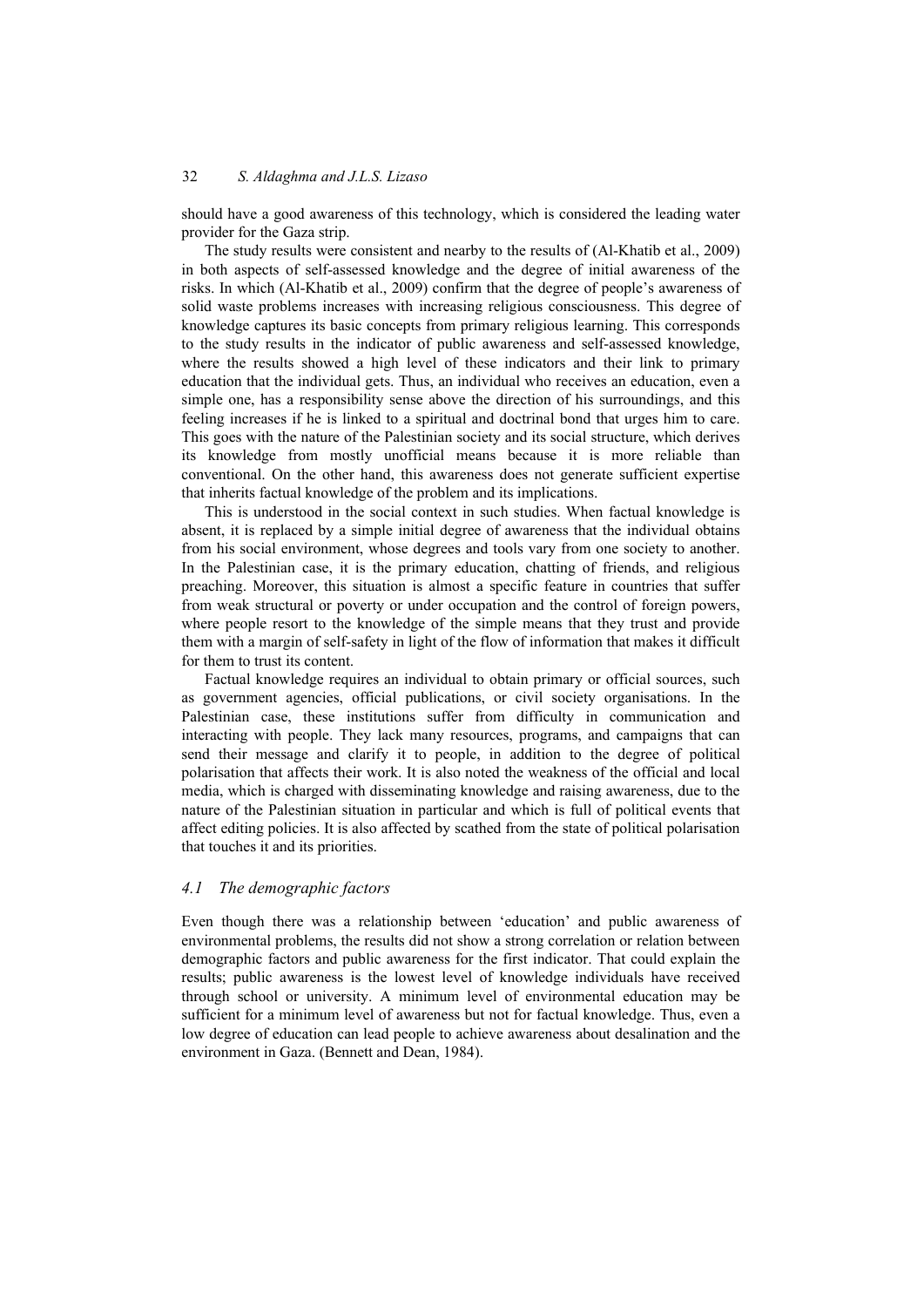should have a good awareness of this technology, which is considered the leading water provider for the Gaza strip.

The study results were consistent and nearby to the results of (Al-Khatib et al., 2009) in both aspects of self-assessed knowledge and the degree of initial awareness of the risks. In which (Al-Khatib et al., 2009) confirm that the degree of people's awareness of solid waste problems increases with increasing religious consciousness. This degree of knowledge captures its basic concepts from primary religious learning. This corresponds to the study results in the indicator of public awareness and self-assessed knowledge, where the results showed a high level of these indicators and their link to primary education that the individual gets. Thus, an individual who receives an education, even a simple one, has a responsibility sense above the direction of his surroundings, and this feeling increases if he is linked to a spiritual and doctrinal bond that urges him to care. This goes with the nature of the Palestinian society and its social structure, which derives its knowledge from mostly unofficial means because it is more reliable than conventional. On the other hand, this awareness does not generate sufficient expertise that inherits factual knowledge of the problem and its implications.

This is understood in the social context in such studies. When factual knowledge is absent, it is replaced by a simple initial degree of awareness that the individual obtains from his social environment, whose degrees and tools vary from one society to another. In the Palestinian case, it is the primary education, chatting of friends, and religious preaching. Moreover, this situation is almost a specific feature in countries that suffer from weak structural or poverty or under occupation and the control of foreign powers, where people resort to the knowledge of the simple means that they trust and provide them with a margin of self-safety in light of the flow of information that makes it difficult for them to trust its content.

Factual knowledge requires an individual to obtain primary or official sources, such as government agencies, official publications, or civil society organisations. In the Palestinian case, these institutions suffer from difficulty in communication and interacting with people. They lack many resources, programs, and campaigns that can send their message and clarify it to people, in addition to the degree of political polarisation that affects their work. It is also noted the weakness of the official and local media, which is charged with disseminating knowledge and raising awareness, due to the nature of the Palestinian situation in particular and which is full of political events that affect editing policies. It is also affected by scathed from the state of political polarisation that touches it and its priorities.

### *4.1 The demographic factors*

Even though there was a relationship between 'education' and public awareness of environmental problems, the results did not show a strong correlation or relation between demographic factors and public awareness for the first indicator. That could explain the results; public awareness is the lowest level of knowledge individuals have received through school or university. A minimum level of environmental education may be sufficient for a minimum level of awareness but not for factual knowledge. Thus, even a low degree of education can lead people to achieve awareness about desalination and the environment in Gaza. (Bennett and Dean, 1984).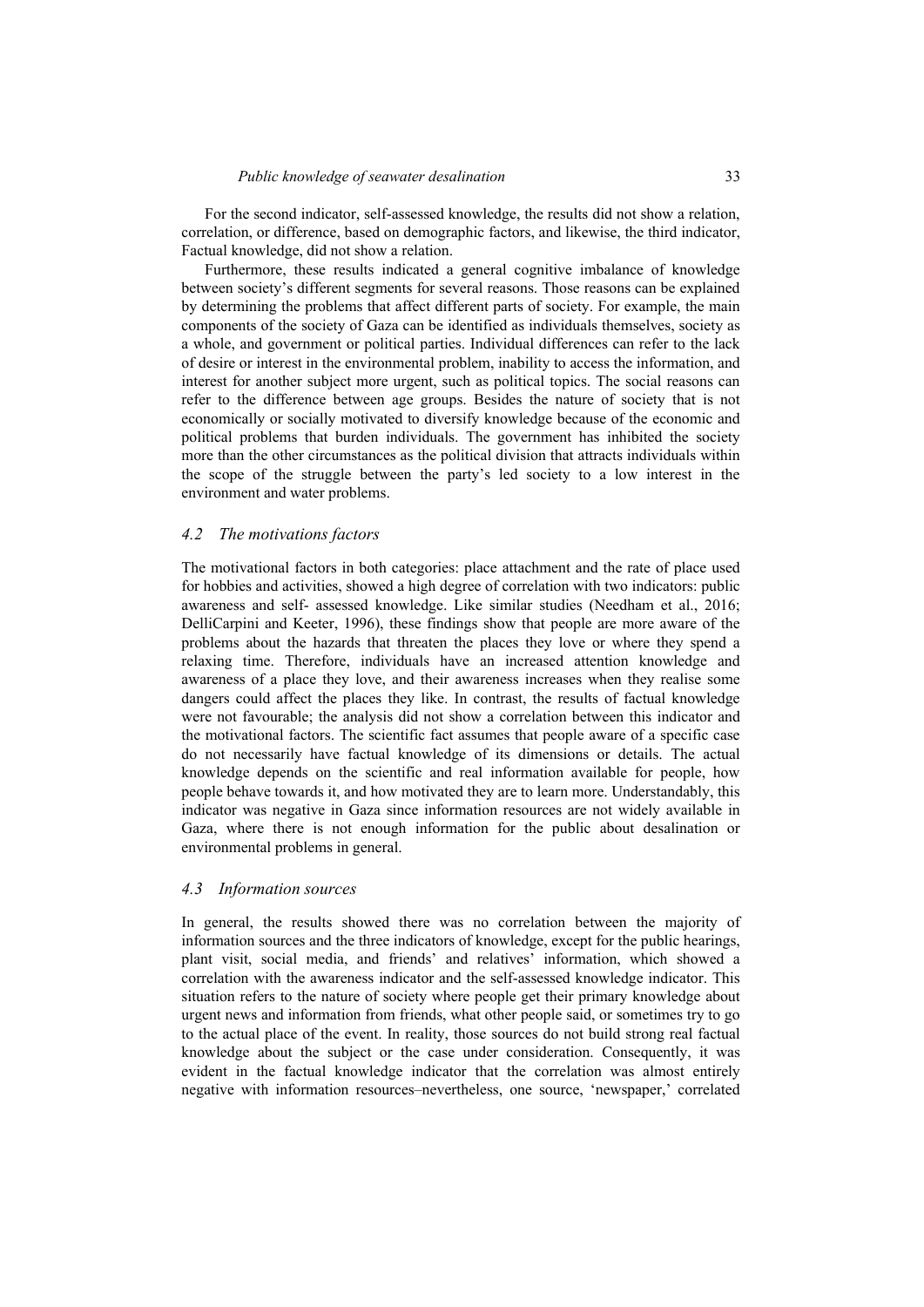For the second indicator, self-assessed knowledge, the results did not show a relation, correlation, or difference, based on demographic factors, and likewise, the third indicator, Factual knowledge, did not show a relation.

Furthermore, these results indicated a general cognitive imbalance of knowledge between society's different segments for several reasons. Those reasons can be explained by determining the problems that affect different parts of society. For example, the main components of the society of Gaza can be identified as individuals themselves, society as a whole, and government or political parties. Individual differences can refer to the lack of desire or interest in the environmental problem, inability to access the information, and interest for another subject more urgent, such as political topics. The social reasons can refer to the difference between age groups. Besides the nature of society that is not economically or socially motivated to diversify knowledge because of the economic and political problems that burden individuals. The government has inhibited the society more than the other circumstances as the political division that attracts individuals within the scope of the struggle between the party's led society to a low interest in the environment and water problems.

### *4.2 The motivations factors*

The motivational factors in both categories: place attachment and the rate of place used for hobbies and activities, showed a high degree of correlation with two indicators: public awareness and self- assessed knowledge. Like similar studies (Needham et al., 2016; DelliCarpini and Keeter, 1996), these findings show that people are more aware of the problems about the hazards that threaten the places they love or where they spend a relaxing time. Therefore, individuals have an increased attention knowledge and awareness of a place they love, and their awareness increases when they realise some dangers could affect the places they like. In contrast, the results of factual knowledge were not favourable; the analysis did not show a correlation between this indicator and the motivational factors. The scientific fact assumes that people aware of a specific case do not necessarily have factual knowledge of its dimensions or details. The actual knowledge depends on the scientific and real information available for people, how people behave towards it, and how motivated they are to learn more. Understandably, this indicator was negative in Gaza since information resources are not widely available in Gaza, where there is not enough information for the public about desalination or environmental problems in general.

### *4.3 Information sources*

In general, the results showed there was no correlation between the majority of information sources and the three indicators of knowledge, except for the public hearings, plant visit, social media, and friends' and relatives' information, which showed a correlation with the awareness indicator and the self-assessed knowledge indicator. This situation refers to the nature of society where people get their primary knowledge about urgent news and information from friends, what other people said, or sometimes try to go to the actual place of the event. In reality, those sources do not build strong real factual knowledge about the subject or the case under consideration. Consequently, it was evident in the factual knowledge indicator that the correlation was almost entirely negative with information resources–nevertheless, one source, 'newspaper,' correlated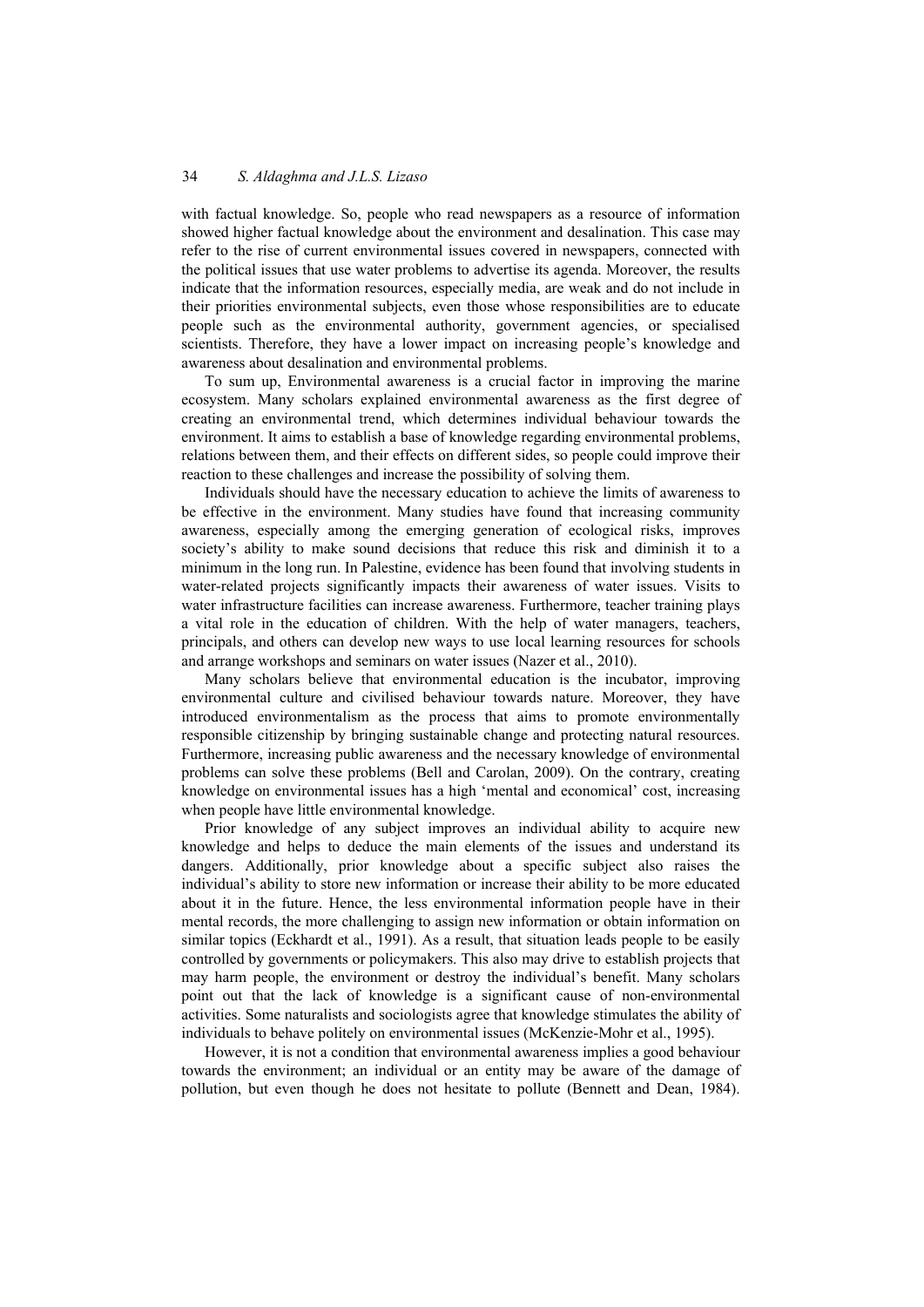with factual knowledge. So, people who read newspapers as a resource of information showed higher factual knowledge about the environment and desalination. This case may refer to the rise of current environmental issues covered in newspapers, connected with the political issues that use water problems to advertise its agenda. Moreover, the results indicate that the information resources, especially media, are weak and do not include in their priorities environmental subjects, even those whose responsibilities are to educate people such as the environmental authority, government agencies, or specialised scientists. Therefore, they have a lower impact on increasing people's knowledge and awareness about desalination and environmental problems.

To sum up, Environmental awareness is a crucial factor in improving the marine ecosystem. Many scholars explained environmental awareness as the first degree of creating an environmental trend, which determines individual behaviour towards the environment. It aims to establish a base of knowledge regarding environmental problems, relations between them, and their effects on different sides, so people could improve their reaction to these challenges and increase the possibility of solving them.

Individuals should have the necessary education to achieve the limits of awareness to be effective in the environment. Many studies have found that increasing community awareness, especially among the emerging generation of ecological risks, improves society's ability to make sound decisions that reduce this risk and diminish it to a minimum in the long run. In Palestine, evidence has been found that involving students in water-related projects significantly impacts their awareness of water issues. Visits to water infrastructure facilities can increase awareness. Furthermore, teacher training plays a vital role in the education of children. With the help of water managers, teachers, principals, and others can develop new ways to use local learning resources for schools and arrange workshops and seminars on water issues (Nazer et al., 2010).

Many scholars believe that environmental education is the incubator, improving environmental culture and civilised behaviour towards nature. Moreover, they have introduced environmentalism as the process that aims to promote environmentally responsible citizenship by bringing sustainable change and protecting natural resources. Furthermore, increasing public awareness and the necessary knowledge of environmental problems can solve these problems (Bell and Carolan, 2009). On the contrary, creating knowledge on environmental issues has a high 'mental and economical' cost, increasing when people have little environmental knowledge.

Prior knowledge of any subject improves an individual ability to acquire new knowledge and helps to deduce the main elements of the issues and understand its dangers. Additionally, prior knowledge about a specific subject also raises the individual's ability to store new information or increase their ability to be more educated about it in the future. Hence, the less environmental information people have in their mental records, the more challenging to assign new information or obtain information on similar topics (Eckhardt et al., 1991). As a result, that situation leads people to be easily controlled by governments or policymakers. This also may drive to establish projects that may harm people, the environment or destroy the individual's benefit. Many scholars point out that the lack of knowledge is a significant cause of non-environmental activities. Some naturalists and sociologists agree that knowledge stimulates the ability of individuals to behave politely on environmental issues (McKenzie-Mohr et al., 1995).

However, it is not a condition that environmental awareness implies a good behaviour towards the environment; an individual or an entity may be aware of the damage of pollution, but even though he does not hesitate to pollute (Bennett and Dean, 1984).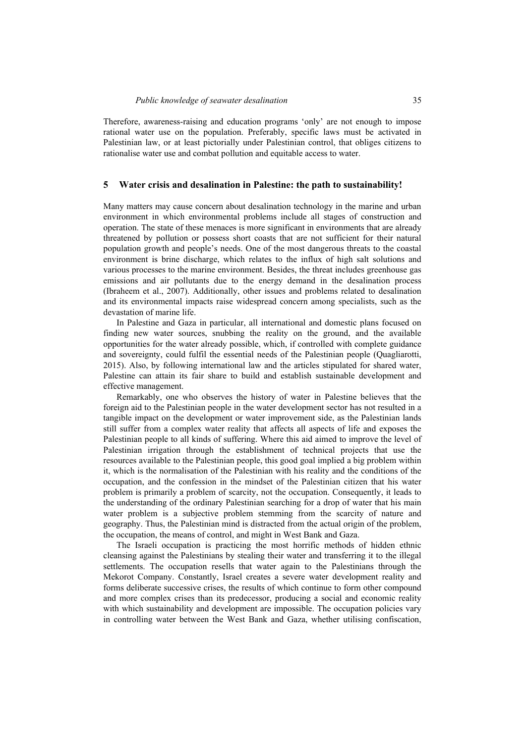Therefore, awareness-raising and education programs 'only' are not enough to impose rational water use on the population. Preferably, specific laws must be activated in Palestinian law, or at least pictorially under Palestinian control, that obliges citizens to rationalise water use and combat pollution and equitable access to water.

## 5 Water crisis and desalination in Palestine: the path to sustainability!

Many matters may cause concern about desalination technology in the marine and urban environment in which environmental problems include all stages of construction and operation. The state of these menaces is more significant in environments that are already threatened by pollution or possess short coasts that are not sufficient for their natural population growth and people's needs. One of the most dangerous threats to the coastal environment is brine discharge, which relates to the influx of high salt solutions and various processes to the marine environment. Besides, the threat includes greenhouse gas emissions and air pollutants due to the energy demand in the desalination process (Ibraheem et al., 2007). Additionally, other issues and problems related to desalination and its environmental impacts raise widespread concern among specialists, such as the devastation of marine life.

In Palestine and Gaza in particular, all international and domestic plans focused on finding new water sources, snubbing the reality on the ground, and the available opportunities for the water already possible, which, if controlled with complete guidance and sovereignty, could fulfil the essential needs of the Palestinian people (Quagliarotti, 2015). Also, by following international law and the articles stipulated for shared water, Palestine can attain its fair share to build and establish sustainable development and effective management.

Remarkably, one who observes the history of water in Palestine believes that the foreign aid to the Palestinian people in the water development sector has not resulted in a tangible impact on the development or water improvement side, as the Palestinian lands still suffer from a complex water reality that affects all aspects of life and exposes the Palestinian people to all kinds of suffering. Where this aid aimed to improve the level of Palestinian irrigation through the establishment of technical projects that use the resources available to the Palestinian people, this good goal implied a big problem within it, which is the normalisation of the Palestinian with his reality and the conditions of the occupation, and the confession in the mindset of the Palestinian citizen that his water problem is primarily a problem of scarcity, not the occupation. Consequently, it leads to the understanding of the ordinary Palestinian searching for a drop of water that his main water problem is a subjective problem stemming from the scarcity of nature and geography. Thus, the Palestinian mind is distracted from the actual origin of the problem, the occupation, the means of control, and might in West Bank and Gaza.

The Israeli occupation is practicing the most horrific methods of hidden ethnic cleansing against the Palestinians by stealing their water and transferring it to the illegal settlements. The occupation resells that water again to the Palestinians through the Mekorot Company. Constantly, Israel creates a severe water development reality and forms deliberate successive crises, the results of which continue to form other compound and more complex crises than its predecessor, producing a social and economic reality with which sustainability and development are impossible. The occupation policies vary in controlling water between the West Bank and Gaza, whether utilising confiscation,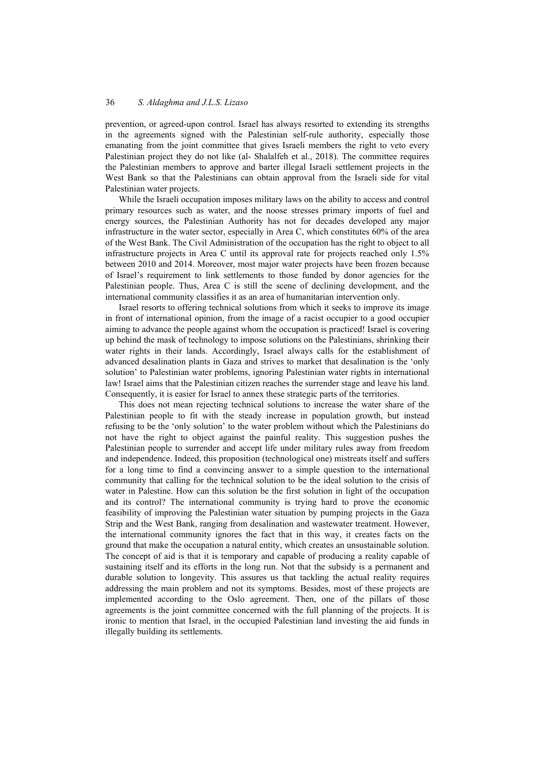prevention, or agreed-upon control. Israel has always resorted to extending its strengths in the agreements signed with the Palestinian self-rule authority, especially those emanating from the joint committee that gives Israeli members the right to veto every Palestinian project they do not like (al- Shalalfeh et al., 2018). The committee requires the Palestinian members to approve and barter illegal Israeli settlement projects in the West Bank so that the Palestinians can obtain approval from the Israeli side for vital Palestinian water projects.

While the Israeli occupation imposes military laws on the ability to access and control primary resources such as water, and the noose stresses primary imports of fuel and energy sources, the Palestinian Authority has not for decades developed any major infrastructure in the water sector, especially in Area C, which constitutes 60% of the area of the West Bank. The Civil Administration of the occupation has the right to object to all infrastructure projects in Area C until its approval rate for projects reached only 1.5% between 2010 and 2014. Moreover, most major water projects have been frozen because of Israel's requirement to link settlements to those funded by donor agencies for the Palestinian people. Thus, Area C is still the scene of declining development, and the international community classifies it as an area of humanitarian intervention only.

Israel resorts to offering technical solutions from which it seeks to improve its image in front of international opinion, from the image of a racist occupier to a good occupier aiming to advance the people against whom the occupation is practiced! Israel is covering up behind the mask of technology to impose solutions on the Palestinians, shrinking their water rights in their lands. Accordingly, Israel always calls for the establishment of advanced desalination plants in Gaza and strives to market that desalination is the 'only solution' to Palestinian water problems, ignoring Palestinian water rights in international law! Israel aims that the Palestinian citizen reaches the surrender stage and leave his land. Consequently, it is easier for Israel to annex these strategic parts of the territories.

This does not mean rejecting technical solutions to increase the water share of the Palestinian people to fit with the steady increase in population growth, but instead refusing to be the 'only solution' to the water problem without which the Palestinians do not have the right to object against the painful reality. This suggestion pushes the Palestinian people to surrender and accept life under military rules away from freedom and independence. Indeed, this proposition (technological one) mistreats itself and suffers for a long time to find a convincing answer to a simple question to the international community that calling for the technical solution to be the ideal solution to the crisis of water in Palestine. How can this solution be the first solution in light of the occupation and its control? The international community is trying hard to prove the economic feasibility of improving the Palestinian water situation by pumping projects in the Gaza Strip and the West Bank, ranging from desalination and wastewater treatment. However, the international community ignores the fact that in this way, it creates facts on the ground that make the occupation a natural entity, which creates an unsustainable solution. The concept of aid is that it is temporary and capable of producing a reality capable of sustaining itself and its efforts in the long run. Not that the subsidy is a permanent and durable solution to longevity. This assures us that tackling the actual reality requires addressing the main problem and not its symptoms. Besides, most of these projects are implemented according to the Oslo agreement. Then, one of the pillars of those agreements is the joint committee concerned with the full planning of the projects. It is ironic to mention that Israel, in the occupied Palestinian land investing the aid funds in illegally building its settlements.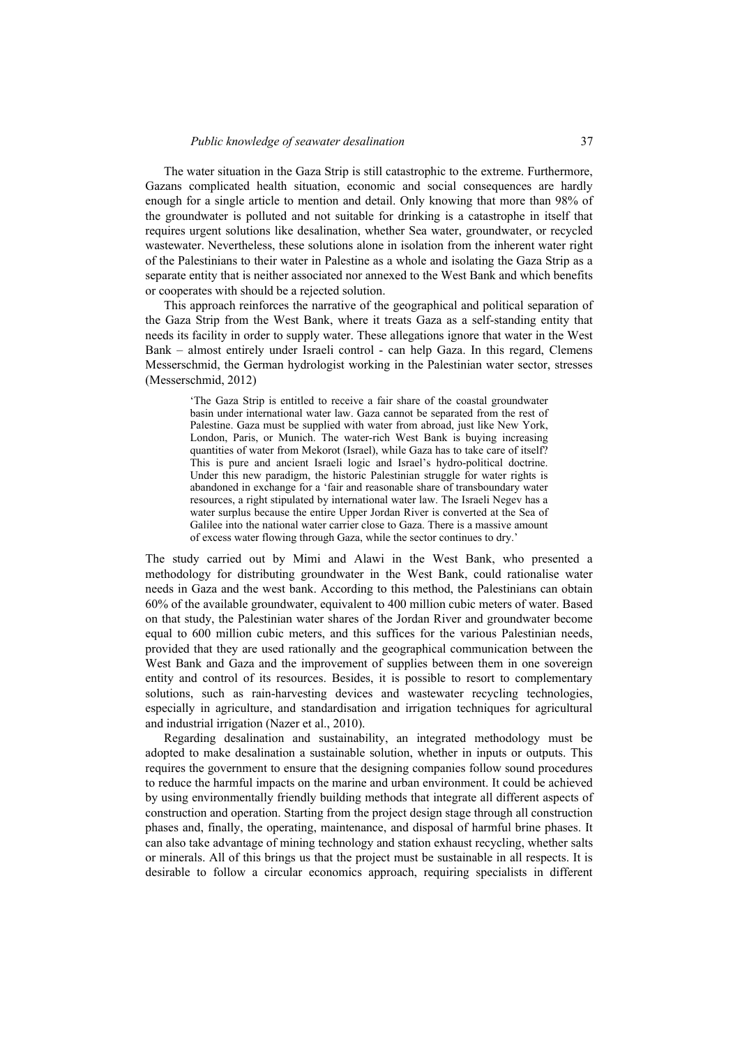The water situation in the Gaza Strip is still catastrophic to the extreme. Furthermore, Gazans complicated health situation, economic and social consequences are hardly enough for a single article to mention and detail. Only knowing that more than 98% of the groundwater is polluted and not suitable for drinking is a catastrophe in itself that requires urgent solutions like desalination, whether Sea water, groundwater, or recycled wastewater. Nevertheless, these solutions alone in isolation from the inherent water right of the Palestinians to their water in Palestine as a whole and isolating the Gaza Strip as a separate entity that is neither associated nor annexed to the West Bank and which benefits or cooperates with should be a rejected solution.

This approach reinforces the narrative of the geographical and political separation of the Gaza Strip from the West Bank, where it treats Gaza as a self-standing entity that needs its facility in order to supply water. These allegations ignore that water in the West Bank – almost entirely under Israeli control - can help Gaza. In this regard, Clemens Messerschmid, the German hydrologist working in the Palestinian water sector, stresses (Messerschmid, 2012)

> 'The Gaza Strip is entitled to receive a fair share of the coastal groundwater basin under international water law. Gaza cannot be separated from the rest of Palestine. Gaza must be supplied with water from abroad, just like New York, London, Paris, or Munich. The water-rich West Bank is buying increasing quantities of water from Mekorot (Israel), while Gaza has to take care of itself? This is pure and ancient Israeli logic and Israel's hydro-political doctrine. Under this new paradigm, the historic Palestinian struggle for water rights is abandoned in exchange for a 'fair and reasonable share of transboundary water resources, a right stipulated by international water law. The Israeli Negev has a water surplus because the entire Upper Jordan River is converted at the Sea of Galilee into the national water carrier close to Gaza. There is a massive amount of excess water flowing through Gaza, while the sector continues to dry.'

The study carried out by Mimi and Alawi in the West Bank, who presented a methodology for distributing groundwater in the West Bank, could rationalise water needs in Gaza and the west bank. According to this method, the Palestinians can obtain 60% of the available groundwater, equivalent to 400 million cubic meters of water. Based on that study, the Palestinian water shares of the Jordan River and groundwater become equal to 600 million cubic meters, and this suffices for the various Palestinian needs, provided that they are used rationally and the geographical communication between the West Bank and Gaza and the improvement of supplies between them in one sovereign entity and control of its resources. Besides, it is possible to resort to complementary solutions, such as rain-harvesting devices and wastewater recycling technologies, especially in agriculture, and standardisation and irrigation techniques for agricultural and industrial irrigation (Nazer et al., 2010).

Regarding desalination and sustainability, an integrated methodology must be adopted to make desalination a sustainable solution, whether in inputs or outputs. This requires the government to ensure that the designing companies follow sound procedures to reduce the harmful impacts on the marine and urban environment. It could be achieved by using environmentally friendly building methods that integrate all different aspects of construction and operation. Starting from the project design stage through all construction phases and, finally, the operating, maintenance, and disposal of harmful brine phases. It can also take advantage of mining technology and station exhaust recycling, whether salts or minerals. All of this brings us that the project must be sustainable in all respects. It is desirable to follow a circular economics approach, requiring specialists in different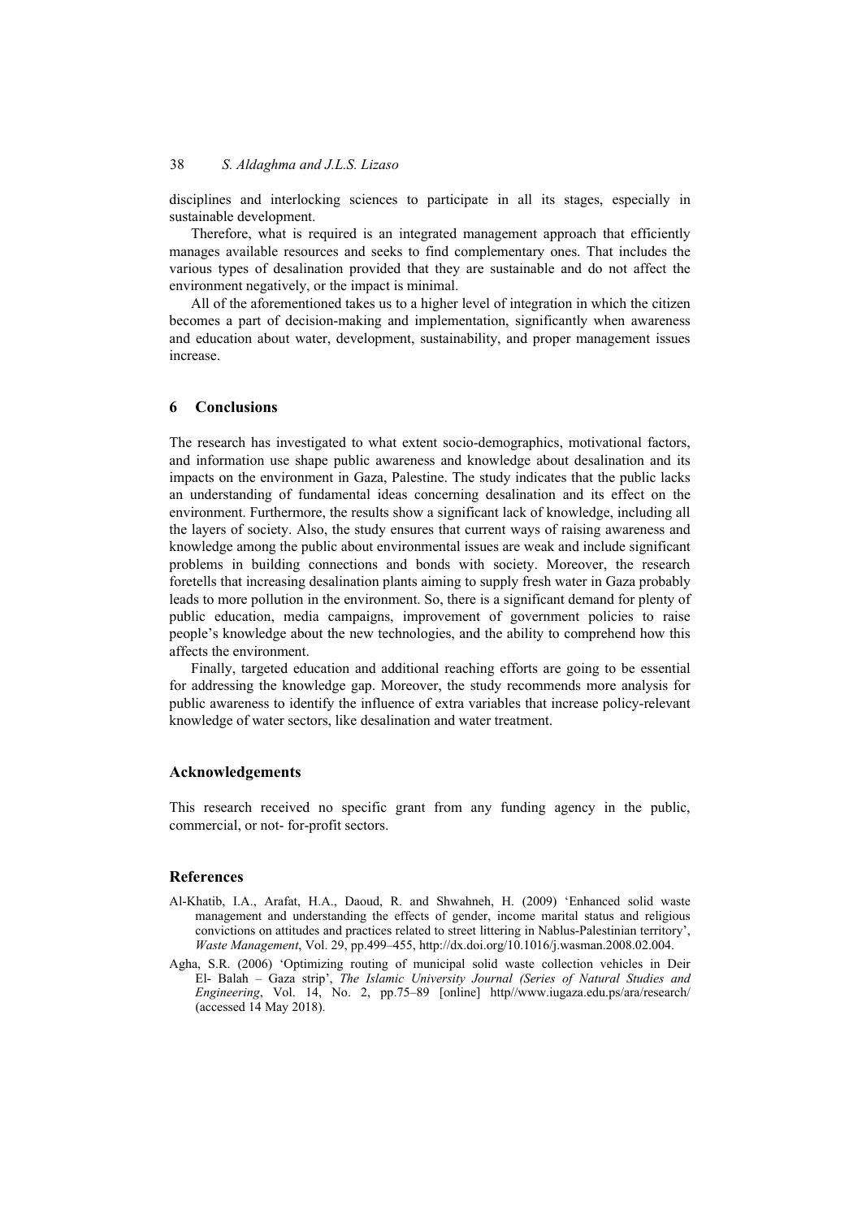disciplines and interlocking sciences to participate in all its stages, especially in sustainable development.

Therefore, what is required is an integrated management approach that efficiently manages available resources and seeks to find complementary ones. That includes the various types of desalination provided that they are sustainable and do not affect the environment negatively, or the impact is minimal.

All of the aforementioned takes us to a higher level of integration in which the citizen becomes a part of decision-making and implementation, significantly when awareness and education about water, development, sustainability, and proper management issues increase.

## 6 Conclusions

The research has investigated to what extent socio-demographics, motivational factors, and information use shape public awareness and knowledge about desalination and its impacts on the environment in Gaza, Palestine. The study indicates that the public lacks an understanding of fundamental ideas concerning desalination and its effect on the environment. Furthermore, the results show a significant lack of knowledge, including all the layers of society. Also, the study ensures that current ways of raising awareness and knowledge among the public about environmental issues are weak and include significant problems in building connections and bonds with society. Moreover, the research foretells that increasing desalination plants aiming to supply fresh water in Gaza probably leads to more pollution in the environment. So, there is a significant demand for plenty of public education, media campaigns, improvement of government policies to raise people's knowledge about the new technologies, and the ability to comprehend how this affects the environment.

Finally, targeted education and additional reaching efforts are going to be essential for addressing the knowledge gap. Moreover, the study recommends more analysis for public awareness to identify the influence of extra variables that increase policy-relevant knowledge of water sectors, like desalination and water treatment.

## Acknowledgements

This research received no specific grant from any funding agency in the public, commercial, or not- for-profit sectors.

## References

Al-Khatib, I.A., Arafat, H.A., Daoud, R. and Shwahneh, H. (2009) 'Enhanced solid waste management and understanding the effects of gender, income marital status and religious convictions on attitudes and practices related to street littering in Nablus-Palestinian territory', *Waste Management*, Vol. 29, pp.499–455, http://dx.doi.org/10.1016/j.wasman.2008.02.004.

Agha, S.R. (2006) 'Optimizing routing of municipal solid waste collection vehicles in Deir El- Balah – Gaza strip', *The Islamic University Journal (Series of Natural Studies and Engineering*, Vol. 14, No. 2, pp.75–89 [online] http//www.iugaza.edu.ps/ara/research/ (accessed 14 May 2018).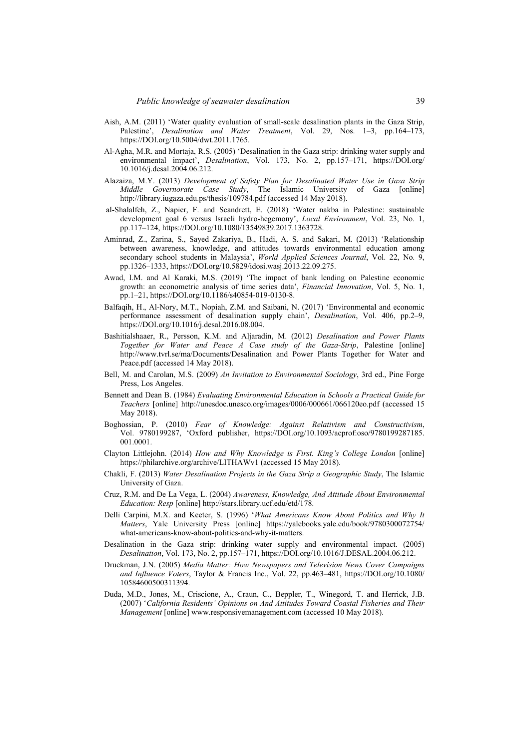Aish, A.M. (2011) 'Water quality evaluation of small-scale desalination plants in the Gaza Strip, Palestine', *Desalination and Water Treatment*, Vol. 29, Nos. 1–3, pp.164–173, https://DOI.org/10.5004/dwt.2011.1765.

Al-Agha, M.R. and Mortaja, R.S. (2005) 'Desalination in the Gaza strip: drinking water supply and environmental impact', *Desalination*, Vol. 173, No. 2, pp.157–171, https://DOI.org/10.1016/j.desal.2004.06.212.

Alazaiza, M.Y. (2013) *Development of Safety Plan for Desalinated Water Use in Gaza Strip Middle Governorate Case Study*, The Islamic University of Gaza [online] http://library.iugaza.edu.ps/thesis/109784.pdf (accessed 14 May 2018).

al-Shalalfeh, Z., Napier, F. and Scandrett, E. (2018) 'Water nakba in Palestine: sustainable development goal 6 versus Israeli hydro-hegemony', *Local Environment*, Vol. 23, No. 1, pp.117–124, https://DOI.org/10.1080/13549839.2017.1363728.

Aminrad, Z., Zarina, S., Sayed Zakariya, B., Hadi, A. S. and Sakari, M. (2013) 'Relationship between awareness, knowledge, and attitudes towards environmental education among secondary school students in Malaysia', *World Applied Sciences Journal*, Vol. 22, No. 9, pp.1326–1333, https://DOI.org/10.5829/idosi.wasj.2013.22.09.275.

Awad, I.M. and Al Karaki, M.S. (2019) 'The impact of bank lending on Palestine economic growth: an econometric analysis of time series data', *Financial Innovation*, Vol. 5, No. 1, pp.1–21, https://DOI.org/10.1186/s40854-019-0130-8.

Balfaqih, H., Al-Nory, M.T., Nopiah, Z.M. and Saibani, N. (2017) 'Environmental and economic performance assessment of desalination supply chain', *Desalination*, Vol. 406, pp.2–9, https://DOI.org/10.1016/j.desal.2016.08.004.

Bashitialshaaer, R., Persson, K.M. and Aljaradin, M. (2012) *Desalination and Power Plants Together for Water and Peace A Case study of the Gaza-Strip*, Palestine [online] http://www.tvrl.se/ma/Documents/Desalination and Power Plants Together for Water and Peace.pdf (accessed 14 May 2018).

Bell, M. and Carolan, M.S. (2009) *An Invitation to Environmental Sociology*, 3rd ed., Pine Forge Press, Los Angeles.

Bennett and Dean B. (1984) *Evaluating Environmental Education in Schools a Practical Guide for Teachers* [online] http://unesdoc.unesco.org/images/0006/000661/066120eo.pdf (accessed 15 May 2018).

Boghossian, P. (2010) *Fear of Knowledge: Against Relativism and Constructivism*, Vol. 9780199287, 'Oxford publisher, https://DOI.org/10.1093/acprof:oso/9780199287185.001.0001.

Clayton Littlejohn. (2014) *How and Why Knowledge is First. King's College London* [online] https://philarchive.org/archive/LITHAWv1 (accessed 15 May 2018).

Chakli, F. (2013) *Water Desalination Projects in the Gaza Strip a Geographic Study*, The Islamic University of Gaza.

Cruz, R.M. and De La Vega, L. (2004) *Awareness, Knowledge, And Attitude About Environmental Education: Resp* [online] http://stars.library.ucf.edu/etd/178.

Delli Carpini, M.X. and Keeter, S. (1996) '*What Americans Know About Politics and Why It Matters*, Yale University Press [online] https://yalebooks.yale.edu/book/9780300072754/what-americans-know-about-politics-and-why-it-matters.

Desalination in the Gaza strip: drinking water supply and environmental impact. (2005) *Desalination*, Vol. 173, No. 2, pp.157–171, https://DOI.org/10.1016/J.DESAL.2004.06.212.

Druckman, J.N. (2005) *Media Matter: How Newspapers and Television News Cover Campaigns and Influence Voters*, Taylor & Francis Inc., Vol. 22, pp.463–481, https://DOI.org/10.1080/10584600500311394.

Duda, M.D., Jones, M., Criscione, A., Craun, C., Beppler, T., Winegord, T. and Herrick, J.B. (2007) '*California Residents' Opinions on And Attitudes Toward Coastal Fisheries and Their Management* [online] www.responsivemanagement.com (accessed 10 May 2018).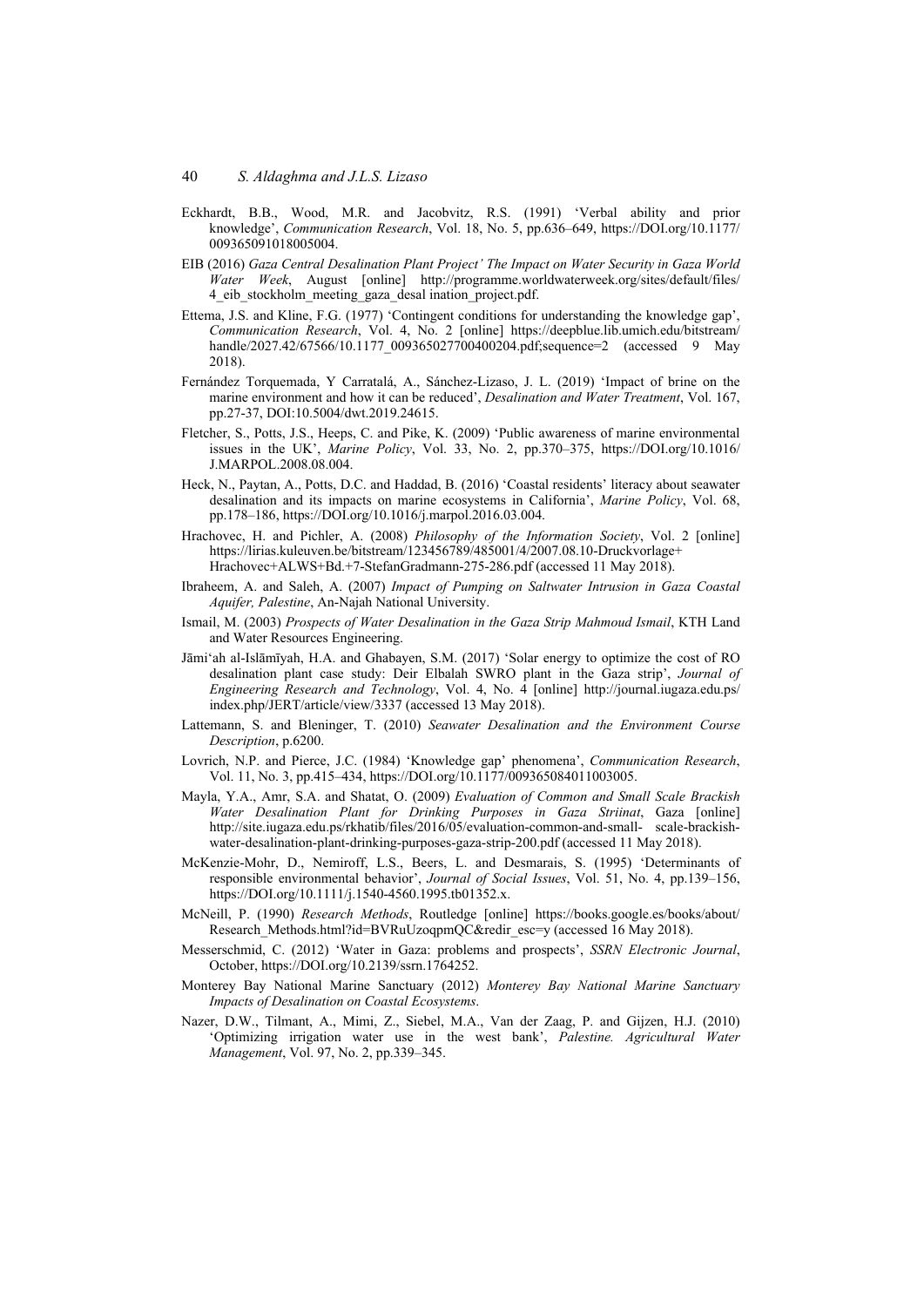Eckhardt, B.B., Wood, M.R. and Jacobvitz, R.S. (1991) 'Verbal ability and prior knowledge', *Communication Research*, Vol. 18, No. 5, pp.636–649, https://DOI.org/10.1177/009365091018005004.

EIB (2016) *Gaza Central Desalination Plant Project' The Impact on Water Security in Gaza World Water Week*, August [online] http://programme.worldwaterweek.org/sites/default/files/4_eib_stockholm_meeting_gaza_desal ination_project.pdf.

Ettema, J.S. and Kline, F.G. (1977) 'Contingent conditions for understanding the knowledge gap', *Communication Research*, Vol. 4, No. 2 [online] https://deepblue.lib.umich.edu/bitstream/handle/2027.42/67566/10.1177_009365027700400204.pdf;sequence=2 (accessed 9 May 2018).

Fernández Torquemada, Y Carratalá, A., Sánchez-Lizaso, J. L. (2019) 'Impact of brine on the marine environment and how it can be reduced', *Desalination and Water Treatment*, Vol. 167, pp.27-37, DOI:10.5004/dwt.2019.24615.

Fletcher, S., Potts, J.S., Heeps, C. and Pike, K. (2009) 'Public awareness of marine environmental issues in the UK', *Marine Policy*, Vol. 33, No. 2, pp.370–375, https://DOI.org/10.1016/J.MARPOL.2008.08.004.

Heck, N., Paytan, A., Potts, D.C. and Haddad, B. (2016) 'Coastal residents' literacy about seawater desalination and its impacts on marine ecosystems in California', *Marine Policy*, Vol. 68, pp.178–186, https://DOI.org/10.1016/j.marpol.2016.03.004.

Hrachovec, H. and Pichler, A. (2008) *Philosophy of the Information Society*, Vol. 2 [online] https://lirias.kuleuven.be/bitstream/123456789/485001/4/2007.08.10-Druckvorlage+Hrachovec+ALWS+Bd.+7-StefanGradmann-275-286.pdf (accessed 11 May 2018).

Ibraheem, A. and Saleh, A. (2007) *Impact of Pumping on Saltwater Intrusion in Gaza Coastal Aquifer, Palestine*, An-Najah National University.

Ismail, M. (2003) *Prospects of Water Desalination in the Gaza Strip Mahmoud Ismail*, KTH Land and Water Resources Engineering.

Jāmi'ah al-Islāmīyah, H.A. and Ghabayen, S.M. (2017) 'Solar energy to optimize the cost of RO desalination plant case study: Deir Elbalah SWRO plant in the Gaza strip', *Journal of Engineering Research and Technology*, Vol. 4, No. 4 [online] http://journal.iugaza.edu.ps/index.php/JERT/article/view/3337 (accessed 13 May 2018).

Lattemann, S. and Bleninger, T. (2010) *Seawater Desalination and the Environment Course Description*, p.6200.

Lovrich, N.P. and Pierce, J.C. (1984) 'Knowledge gap' phenomena', *Communication Research*, Vol. 11, No. 3, pp.415–434, https://DOI.org/10.1177/009365084011003005.

Mayla, Y.A., Amr, S.A. and Shatat, O. (2009) *Evaluation of Common and Small Scale Brackish Water Desalination Plant for Drinking Purposes in Gaza Striinat*, Gaza [online] http://site.iugaza.edu.ps/rkhatib/files/2016/05/evaluation-common-and-small- scale-brackish-water-desalination-plant-drinking-purposes-gaza-strip-200.pdf (accessed 11 May 2018).

McKenzie-Mohr, D., Nemiroff, L.S., Beers, L. and Desmarais, S. (1995) 'Determinants of responsible environmental behavior', *Journal of Social Issues*, Vol. 51, No. 4, pp.139–156, https://DOI.org/10.1111/j.1540-4560.1995.tb01352.x.

McNeill, P. (1990) *Research Methods*, Routledge [online] https://books.google.es/books/about/Research_Methods.html?id=BVRuUzoqpmQC&redir_esc=y (accessed 16 May 2018).

Messerschmid, C. (2012) 'Water in Gaza: problems and prospects', *SSRN Electronic Journal*, October, https://DOI.org/10.2139/ssrn.1764252.

Monterey Bay National Marine Sanctuary (2012) *Monterey Bay National Marine Sanctuary Impacts of Desalination on Coastal Ecosystems*.

Nazer, D.W., Tilmant, A., Mimi, Z., Siebel, M.A., Van der Zaag, P. and Gijzen, H.J. (2010) 'Optimizing irrigation water use in the west bank', *Palestine. Agricultural Water Management*, Vol. 97, No. 2, pp.339–345.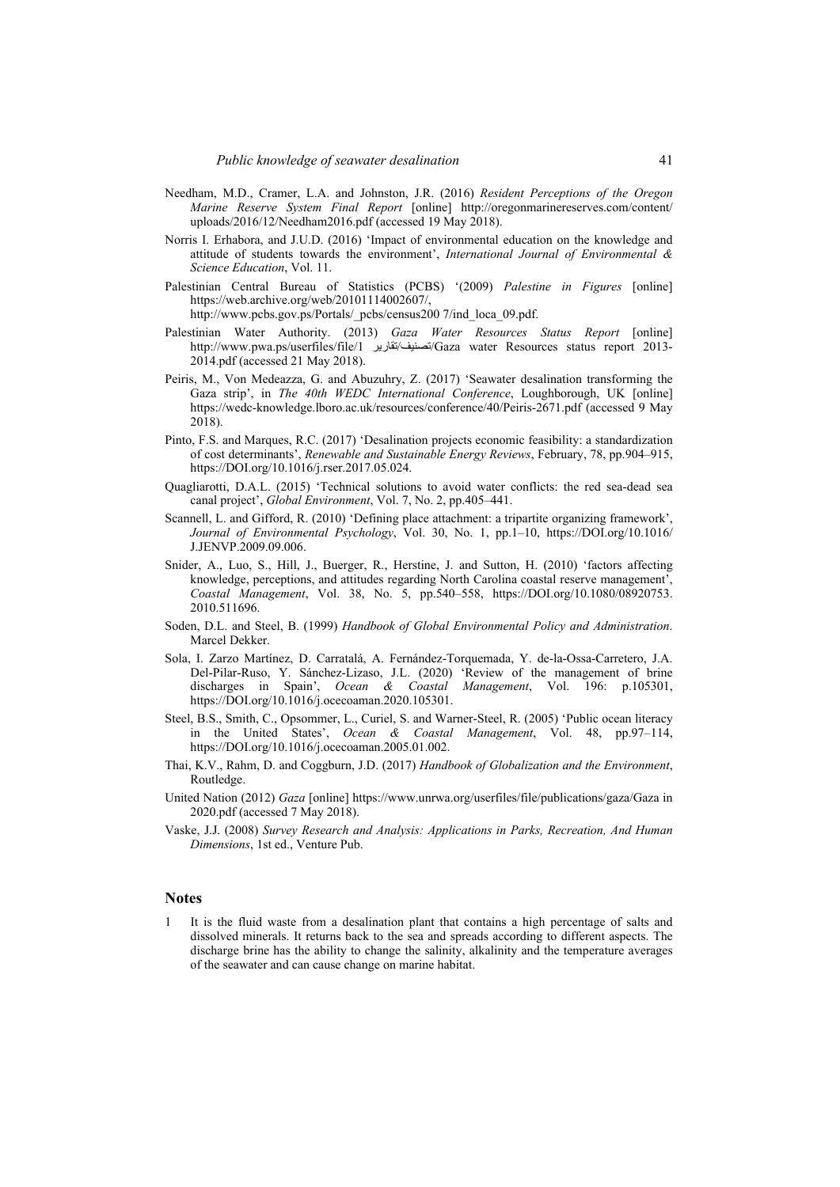Needham, M.D., Cramer, L.A. and Johnston, J.R. (2016) *Resident Perceptions of the Oregon Marine Reserve System Final Report* [online] http://oregonmarinereserves.com/content/uploads/2016/12/Needham2016.pdf (accessed 19 May 2018).

Norris I. Erhabora, and J.U.D. (2016) 'Impact of environmental education on the knowledge and attitude of students towards the environment', *International Journal of Environmental & Science Education*, Vol. 11.

Palestinian Central Bureau of Statistics (PCBS) '(2009) *Palestine in Figures* [online] https://web.archive.org/web/20101114002607/, http://www.pcbs.gov.ps/Portals/_pcbs/census200 7/ind_loca_09.pdf.

Palestinian Water Authority. (2013) *Gaza Water Resources Status Report* [online] http://www.pwa.ps/userfiles/file/1 تقارير/تصنيف/Gaza water Resources status report 2013-2014.pdf (accessed 21 May 2018).

Peiris, M., Von Medeazza, G. and Abuzuhry, Z. (2017) 'Seawater desalination transforming the Gaza strip', in *The 40th WEDC International Conference*, Loughborough, UK [online] https://wedc-knowledge.lboro.ac.uk/resources/conference/40/Peiris-2671.pdf (accessed 9 May 2018).

Pinto, F.S. and Marques, R.C. (2017) 'Desalination projects economic feasibility: a standardization of cost determinants', *Renewable and Sustainable Energy Reviews*, February, 78, pp.904–915, https://DOI.org/10.1016/j.rser.2017.05.024.

Quagliarotti, D.A.L. (2015) 'Technical solutions to avoid water conflicts: the red sea-dead sea canal project', *Global Environment*, Vol. 7, No. 2, pp.405–441.

Scannell, L. and Gifford, R. (2010) 'Defining place attachment: a tripartite organizing framework', *Journal of Environmental Psychology*, Vol. 30, No. 1, pp.1–10, https://DOI.org/10.1016/J.JENVP.2009.09.006.

Snider, A., Luo, S., Hill, J., Buerger, R., Herstine, J. and Sutton, H. (2010) 'factors affecting knowledge, perceptions, and attitudes regarding North Carolina coastal reserve management', *Coastal Management*, Vol. 38, No. 5, pp.540–558, https://DOI.org/10.1080/08920753.2010.511696.

Soden, D.L. and Steel, B. (1999) *Handbook of Global Environmental Policy and Administration*. Marcel Dekker.

Sola, I. Zarzo Martínez, D. Carratalá, A. Fernández-Torquemada, Y. de-la-Ossa-Carretero, J.A. Del-Pilar-Ruso, Y. Sánchez-Lizaso, J.L. (2020) 'Review of the management of brine discharges in Spain', *Ocean & Coastal Management*, Vol. 196: p.105301, https://DOI.org/10.1016/j.ocecoaman.2020.105301.

Steel, B.S., Smith, C., Opsommer, L., Curiel, S. and Warner-Steel, R. (2005) 'Public ocean literacy in the United States', *Ocean & Coastal Management*, Vol. 48, pp.97–114, https://DOI.org/10.1016/j.ocecoaman.2005.01.002.

Thai, K.V., Rahm, D. and Coggburn, J.D. (2017) *Handbook of Globalization and the Environment*, Routledge.

United Nation (2012) *Gaza* [online] https://www.unrwa.org/userfiles/file/publications/gaza/Gaza in 2020.pdf (accessed 7 May 2018).

Vaske, J.J. (2008) *Survey Research and Analysis: Applications in Parks, Recreation, And Human Dimensions*, 1st ed., Venture Pub.

## Notes

1 It is the fluid waste from a desalination plant that contains a high percentage of salts and dissolved minerals. It returns back to the sea and spreads according to different aspects. The discharge brine has the ability to change the salinity, alkalinity and the temperature averages of the seawater and can cause change on marine habitat.